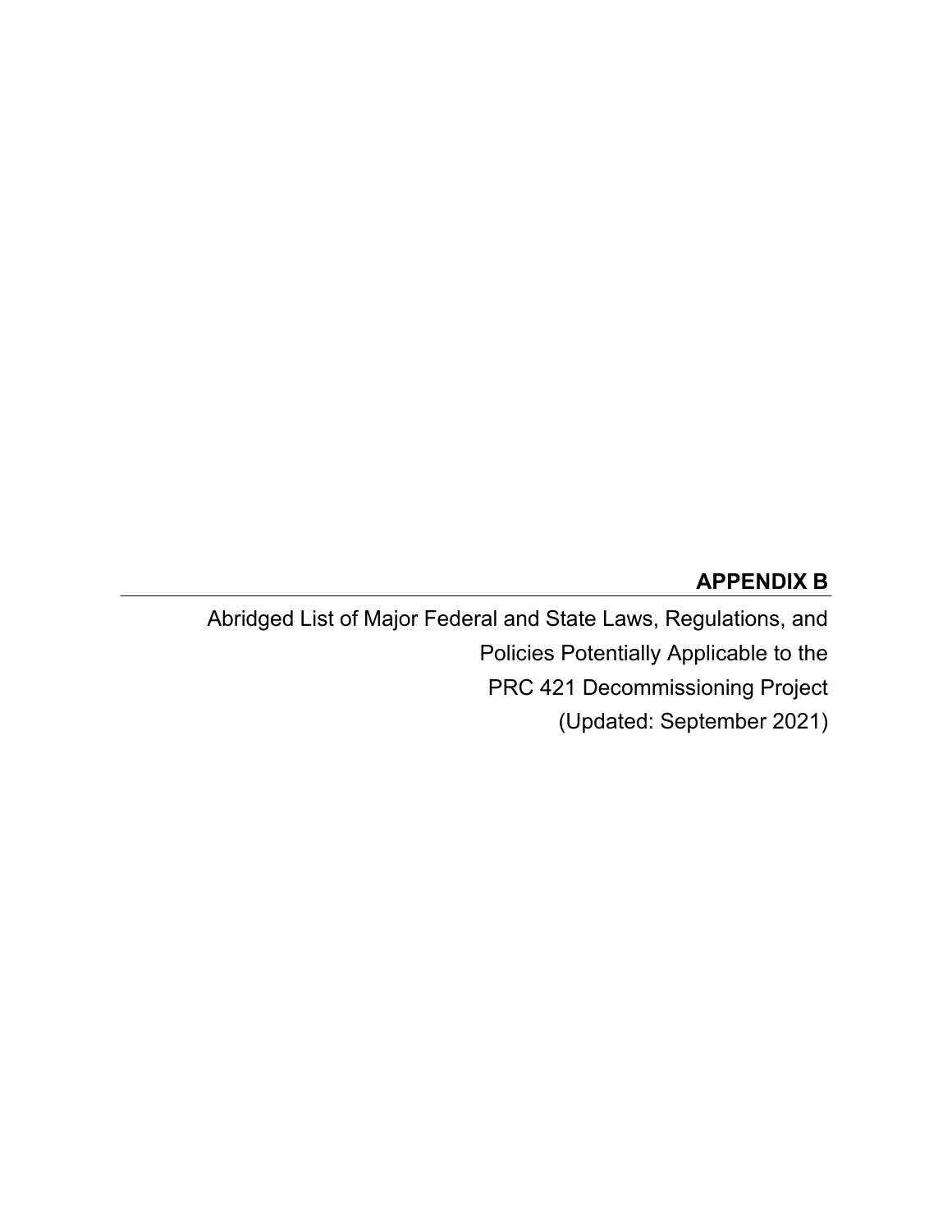# APPENDIX B

Abridged List of Major Federal and State Laws, Regulations, and Policies Potentially Applicable to the PRC 421 Decommissioning Project (Updated: September 2021)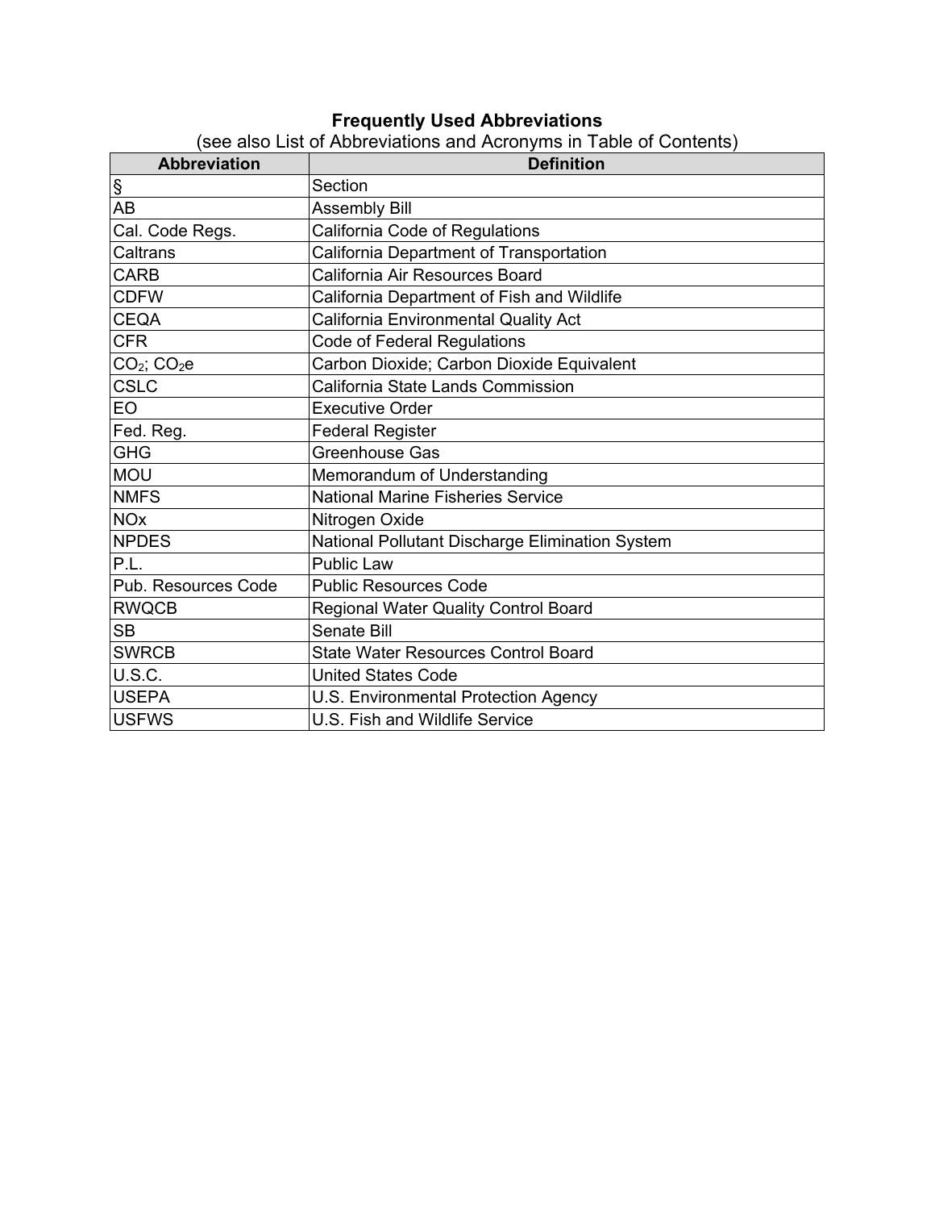**Frequently Used Abbreviations**
(see also List of Abbreviations and Acronyms in Table of Contents)

| Abbreviation | Definition |
|---|---|
| § | Section |
| AB | Assembly Bill |
| Cal. Code Regs. | California Code of Regulations |
| Caltrans | California Department of Transportation |
| CARB | California Air Resources Board |
| CDFW | California Department of Fish and Wildlife |
| CEQA | California Environmental Quality Act |
| CFR | Code of Federal Regulations |
| $CO_2$; $CO_2e$ | Carbon Dioxide; Carbon Dioxide Equivalent |
| CSLC | California State Lands Commission |
| EO | Executive Order |
| Fed. Reg. | Federal Register |
| GHG | Greenhouse Gas |
| MOU | Memorandum of Understanding |
| NMFS | National Marine Fisheries Service |
| NOx | Nitrogen Oxide |
| NPDES | National Pollutant Discharge Elimination System |
| P.L. | Public Law |
| Pub. Resources Code | Public Resources Code |
| RWQCB | Regional Water Quality Control Board |
| SB | Senate Bill |
| SWRCB | State Water Resources Control Board |
| U.S.C. | United States Code |
| USEPA | U.S. Environmental Protection Agency |
| USFWS | U.S. Fish and Wildlife Service |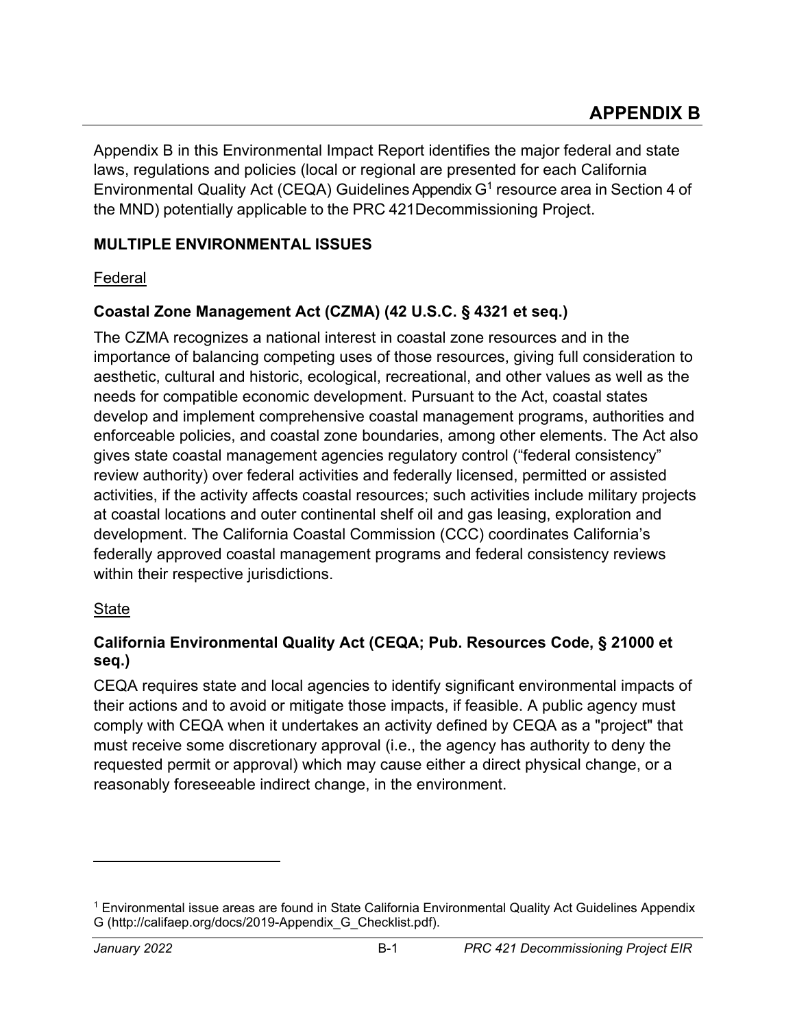# APPENDIX B

Appendix B in this Environmental Impact Report identifies the major federal and state laws, regulations and policies (local or regional are presented for each California Environmental Quality Act (CEQA) Guidelines Appendix G[1] resource area in Section 4 of the MND) potentially applicable to the PRC 421Decommissioning Project.

## MULTIPLE ENVIRONMENTAL ISSUES

Federal

### Coastal Zone Management Act (CZMA) (42 U.S.C. § 4321 et seq.)

The CZMA recognizes a national interest in coastal zone resources and in the importance of balancing competing uses of those resources, giving full consideration to aesthetic, cultural and historic, ecological, recreational, and other values as well as the needs for compatible economic development. Pursuant to the Act, coastal states develop and implement comprehensive coastal management programs, authorities and enforceable policies, and coastal zone boundaries, among other elements. The Act also gives state coastal management agencies regulatory control ("federal consistency" review authority) over federal activities and federally licensed, permitted or assisted activities, if the activity affects coastal resources; such activities include military projects at coastal locations and outer continental shelf oil and gas leasing, exploration and development. The California Coastal Commission (CCC) coordinates California's federally approved coastal management programs and federal consistency reviews within their respective jurisdictions.

State

### California Environmental Quality Act (CEQA; Pub. Resources Code, § 21000 et seq.)

CEQA requires state and local agencies to identify significant environmental impacts of their actions and to avoid or mitigate those impacts, if feasible. A public agency must comply with CEQA when it undertakes an activity defined by CEQA as a "project" that must receive some discretionary approval (i.e., the agency has authority to deny the requested permit or approval) which may cause either a direct physical change, or a reasonably foreseeable indirect change, in the environment.

[1] Environmental issue areas are found in State California Environmental Quality Act Guidelines Appendix G (http://califaep.org/docs/2019-Appendix_G_Checklist.pdf).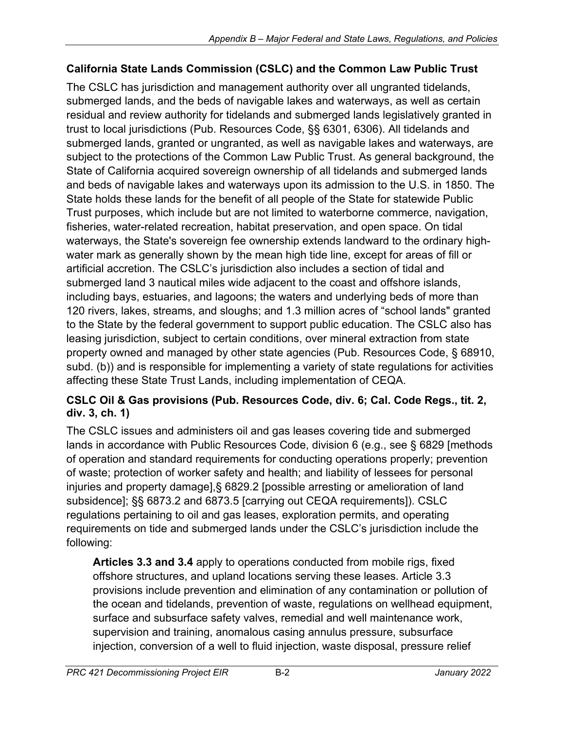### California State Lands Commission (CSLC) and the Common Law Public Trust

The CSLC has jurisdiction and management authority over all ungranted tidelands, submerged lands, and the beds of navigable lakes and waterways, as well as certain residual and review authority for tidelands and submerged lands legislatively granted in trust to local jurisdictions (Pub. Resources Code, §§ 6301, 6306). All tidelands and submerged lands, granted or ungranted, as well as navigable lakes and waterways, are subject to the protections of the Common Law Public Trust. As general background, the State of California acquired sovereign ownership of all tidelands and submerged lands and beds of navigable lakes and waterways upon its admission to the U.S. in 1850. The State holds these lands for the benefit of all people of the State for statewide Public Trust purposes, which include but are not limited to waterborne commerce, navigation, fisheries, water-related recreation, habitat preservation, and open space. On tidal waterways, the State's sovereign fee ownership extends landward to the ordinary high-water mark as generally shown by the mean high tide line, except for areas of fill or artificial accretion. The CSLC's jurisdiction also includes a section of tidal and submerged land 3 nautical miles wide adjacent to the coast and offshore islands, including bays, estuaries, and lagoons; the waters and underlying beds of more than 120 rivers, lakes, streams, and sloughs; and 1.3 million acres of "school lands" granted to the State by the federal government to support public education. The CSLC also has leasing jurisdiction, subject to certain conditions, over mineral extraction from state property owned and managed by other state agencies (Pub. Resources Code, § 68910, subd. (b)) and is responsible for implementing a variety of state regulations for activities affecting these State Trust Lands, including implementation of CEQA.

### CSLC Oil & Gas provisions (Pub. Resources Code, div. 6; Cal. Code Regs., tit. 2, div. 3, ch. 1)

The CSLC issues and administers oil and gas leases covering tide and submerged lands in accordance with Public Resources Code, division 6 (e.g., see § 6829 [methods of operation and standard requirements for conducting operations properly; prevention of waste; protection of worker safety and health; and liability of lessees for personal injuries and property damage],§ 6829.2 [possible arresting or amelioration of land subsidence]; §§ 6873.2 and 6873.5 [carrying out CEQA requirements]). CSLC regulations pertaining to oil and gas leases, exploration permits, and operating requirements on tide and submerged lands under the CSLC's jurisdiction include the following:

**Articles 3.3 and 3.4** apply to operations conducted from mobile rigs, fixed offshore structures, and upland locations serving these leases. Article 3.3 provisions include prevention and elimination of any contamination or pollution of the ocean and tidelands, prevention of waste, regulations on wellhead equipment, surface and subsurface safety valves, remedial and well maintenance work, supervision and training, anomalous casing annulus pressure, subsurface injection, conversion of a well to fluid injection, waste disposal, pressure relief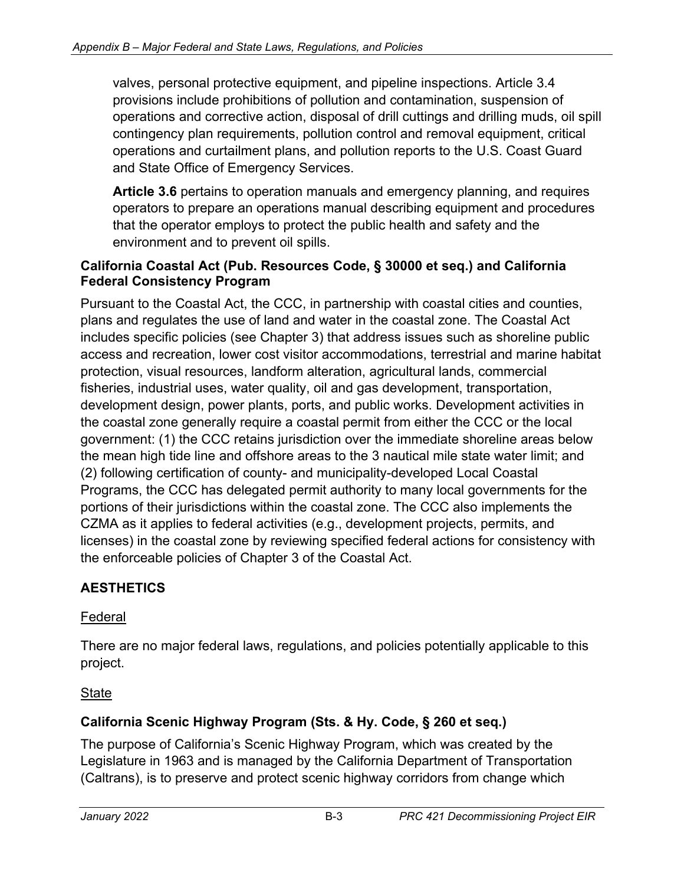valves, personal protective equipment, and pipeline inspections. Article 3.4 provisions include prohibitions of pollution and contamination, suspension of operations and corrective action, disposal of drill cuttings and drilling muds, oil spill contingency plan requirements, pollution control and removal equipment, critical operations and curtailment plans, and pollution reports to the U.S. Coast Guard and State Office of Emergency Services.

**Article 3.6** pertains to operation manuals and emergency planning, and requires operators to prepare an operations manual describing equipment and procedures that the operator employs to protect the public health and safety and the environment and to prevent oil spills.

### California Coastal Act (Pub. Resources Code, § 30000 et seq.) and California Federal Consistency Program

Pursuant to the Coastal Act, the CCC, in partnership with coastal cities and counties, plans and regulates the use of land and water in the coastal zone. The Coastal Act includes specific policies (see Chapter 3) that address issues such as shoreline public access and recreation, lower cost visitor accommodations, terrestrial and marine habitat protection, visual resources, landform alteration, agricultural lands, commercial fisheries, industrial uses, water quality, oil and gas development, transportation, development design, power plants, ports, and public works. Development activities in the coastal zone generally require a coastal permit from either the CCC or the local government: (1) the CCC retains jurisdiction over the immediate shoreline areas below the mean high tide line and offshore areas to the 3 nautical mile state water limit; and (2) following certification of county- and municipality-developed Local Coastal Programs, the CCC has delegated permit authority to many local governments for the portions of their jurisdictions within the coastal zone. The CCC also implements the CZMA as it applies to federal activities (e.g., development projects, permits, and licenses) in the coastal zone by reviewing specified federal actions for consistency with the enforceable policies of Chapter 3 of the Coastal Act.

## AESTHETICS

<u>Federal</u>

There are no major federal laws, regulations, and policies potentially applicable to this project.

<u>State</u>

### California Scenic Highway Program (Sts. & Hy. Code, § 260 et seq.)

The purpose of California's Scenic Highway Program, which was created by the Legislature in 1963 and is managed by the California Department of Transportation (Caltrans), is to preserve and protect scenic highway corridors from change which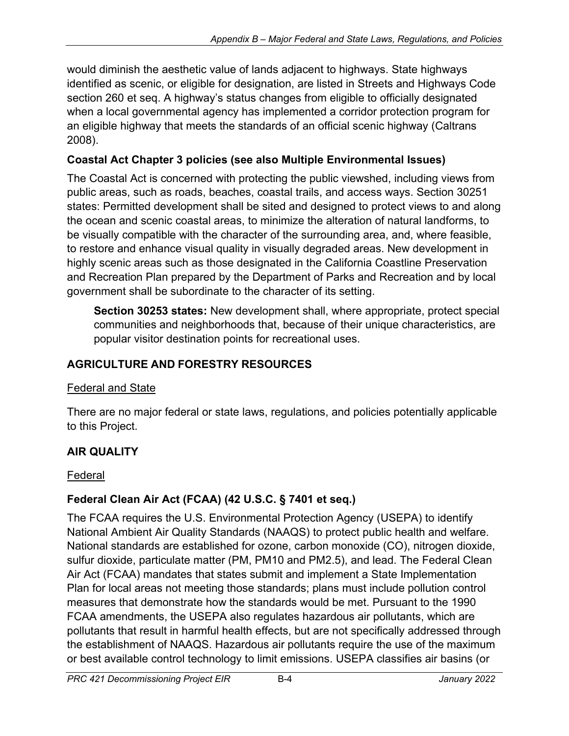would diminish the aesthetic value of lands adjacent to highways. State highways identified as scenic, or eligible for designation, are listed in Streets and Highways Code section 260 et seq. A highway's status changes from eligible to officially designated when a local governmental agency has implemented a corridor protection program for an eligible highway that meets the standards of an official scenic highway (Caltrans 2008).

### Coastal Act Chapter 3 policies (see also Multiple Environmental Issues)

The Coastal Act is concerned with protecting the public viewshed, including views from public areas, such as roads, beaches, coastal trails, and access ways. Section 30251 states: Permitted development shall be sited and designed to protect views to and along the ocean and scenic coastal areas, to minimize the alteration of natural landforms, to be visually compatible with the character of the surrounding area, and, where feasible, to restore and enhance visual quality in visually degraded areas. New development in highly scenic areas such as those designated in the California Coastline Preservation and Recreation Plan prepared by the Department of Parks and Recreation and by local government shall be subordinate to the character of its setting.

> **Section 30253 states:** New development shall, where appropriate, protect special communities and neighborhoods that, because of their unique characteristics, are popular visitor destination points for recreational uses.

## AGRICULTURE AND FORESTRY RESOURCES

Federal and State

There are no major federal or state laws, regulations, and policies potentially applicable to this Project.

## AIR QUALITY

Federal

### Federal Clean Air Act (FCAA) (42 U.S.C. § 7401 et seq.)

The FCAA requires the U.S. Environmental Protection Agency (USEPA) to identify National Ambient Air Quality Standards (NAAQS) to protect public health and welfare. National standards are established for ozone, carbon monoxide (CO), nitrogen dioxide, sulfur dioxide, particulate matter (PM, PM10 and PM2.5), and lead. The Federal Clean Air Act (FCAA) mandates that states submit and implement a State Implementation Plan for local areas not meeting those standards; plans must include pollution control measures that demonstrate how the standards would be met. Pursuant to the 1990 FCAA amendments, the USEPA also regulates hazardous air pollutants, which are pollutants that result in harmful health effects, but are not specifically addressed through the establishment of NAAQS. Hazardous air pollutants require the use of the maximum or best available control technology to limit emissions. USEPA classifies air basins (or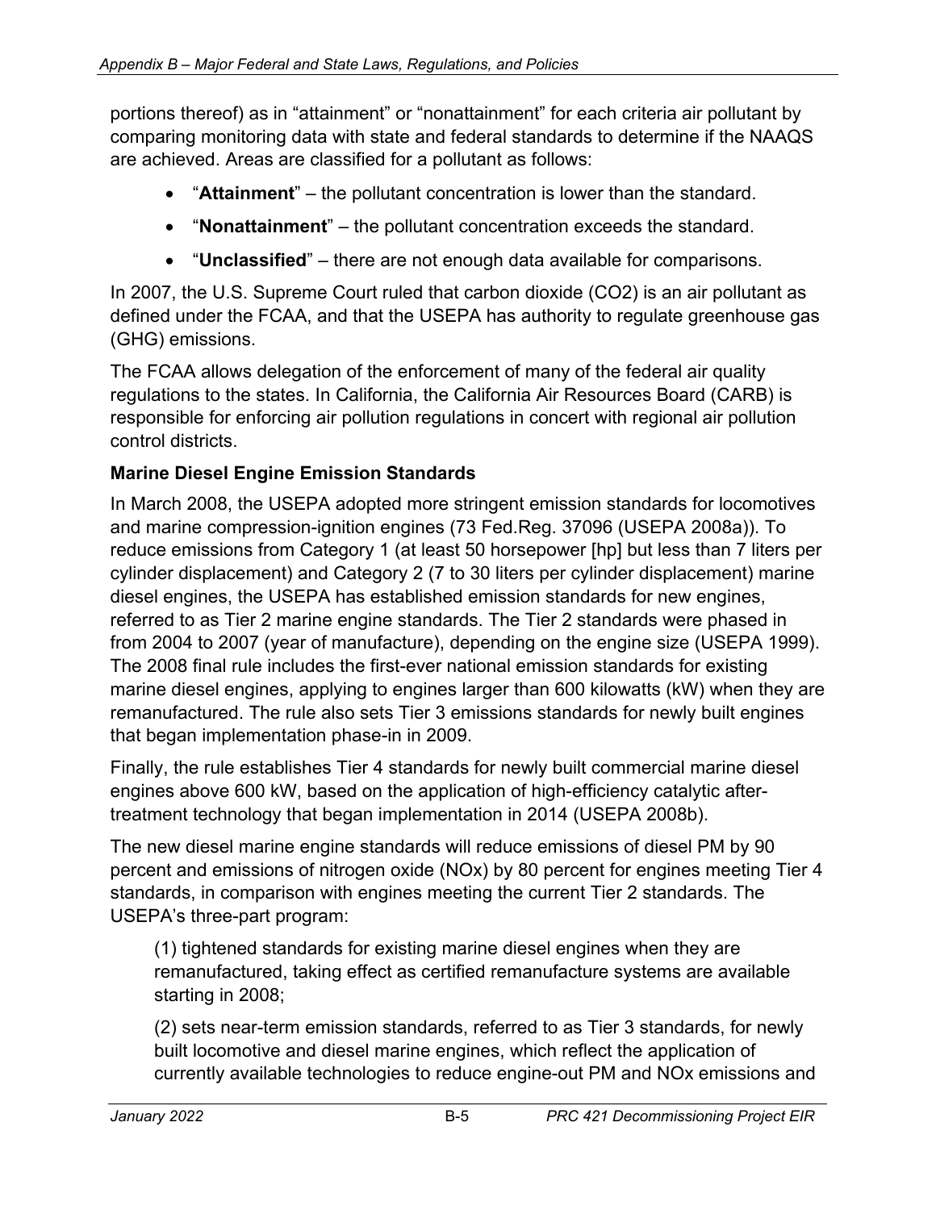portions thereof) as in "attainment" or "nonattainment" for each criteria air pollutant by comparing monitoring data with state and federal standards to determine if the NAAQS are achieved. Areas are classified for a pollutant as follows:

- "**Attainment**" – the pollutant concentration is lower than the standard.
- "**Nonattainment**" – the pollutant concentration exceeds the standard.
- "**Unclassified**" – there are not enough data available for comparisons.

In 2007, the U.S. Supreme Court ruled that carbon dioxide (CO2) is an air pollutant as defined under the FCAA, and that the USEPA has authority to regulate greenhouse gas (GHG) emissions.

The FCAA allows delegation of the enforcement of many of the federal air quality regulations to the states. In California, the California Air Resources Board (CARB) is responsible for enforcing air pollution regulations in concert with regional air pollution control districts.

**Marine Diesel Engine Emission Standards**

In March 2008, the USEPA adopted more stringent emission standards for locomotives and marine compression-ignition engines (73 Fed.Reg. 37096 (USEPA 2008a)). To reduce emissions from Category 1 (at least 50 horsepower [hp] but less than 7 liters per cylinder displacement) and Category 2 (7 to 30 liters per cylinder displacement) marine diesel engines, the USEPA has established emission standards for new engines, referred to as Tier 2 marine engine standards. The Tier 2 standards were phased in from 2004 to 2007 (year of manufacture), depending on the engine size (USEPA 1999). The 2008 final rule includes the first-ever national emission standards for existing marine diesel engines, applying to engines larger than 600 kilowatts (kW) when they are remanufactured. The rule also sets Tier 3 emissions standards for newly built engines that began implementation phase-in in 2009.

Finally, the rule establishes Tier 4 standards for newly built commercial marine diesel engines above 600 kW, based on the application of high-efficiency catalytic after-treatment technology that began implementation in 2014 (USEPA 2008b).

The new diesel marine engine standards will reduce emissions of diesel PM by 90 percent and emissions of nitrogen oxide (NOx) by 80 percent for engines meeting Tier 4 standards, in comparison with engines meeting the current Tier 2 standards. The USEPA's three-part program:

(1) tightened standards for existing marine diesel engines when they are remanufactured, taking effect as certified remanufacture systems are available starting in 2008;

(2) sets near-term emission standards, referred to as Tier 3 standards, for newly built locomotive and diesel marine engines, which reflect the application of currently available technologies to reduce engine-out PM and NOx emissions and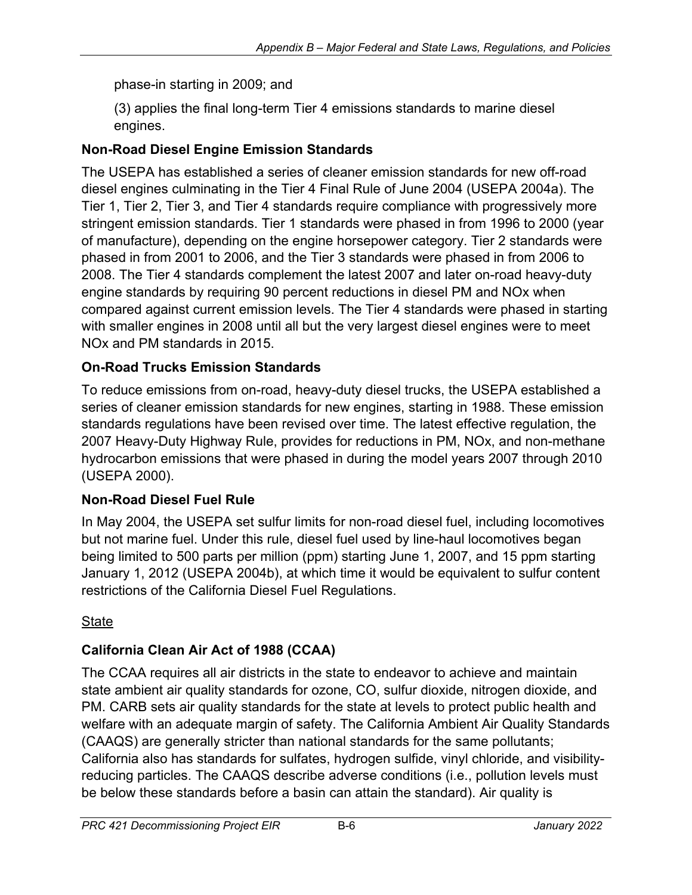phase-in starting in 2009; and

(3) applies the final long-term Tier 4 emissions standards to marine diesel engines.

### Non-Road Diesel Engine Emission Standards

The USEPA has established a series of cleaner emission standards for new off-road diesel engines culminating in the Tier 4 Final Rule of June 2004 (USEPA 2004a). The Tier 1, Tier 2, Tier 3, and Tier 4 standards require compliance with progressively more stringent emission standards. Tier 1 standards were phased in from 1996 to 2000 (year of manufacture), depending on the engine horsepower category. Tier 2 standards were phased in from 2001 to 2006, and the Tier 3 standards were phased in from 2006 to 2008. The Tier 4 standards complement the latest 2007 and later on-road heavy-duty engine standards by requiring 90 percent reductions in diesel PM and NOx when compared against current emission levels. The Tier 4 standards were phased in starting with smaller engines in 2008 until all but the very largest diesel engines were to meet NOx and PM standards in 2015.

### On-Road Trucks Emission Standards

To reduce emissions from on-road, heavy-duty diesel trucks, the USEPA established a series of cleaner emission standards for new engines, starting in 1988. These emission standards regulations have been revised over time. The latest effective regulation, the 2007 Heavy-Duty Highway Rule, provides for reductions in PM, NOx, and non-methane hydrocarbon emissions that were phased in during the model years 2007 through 2010 (USEPA 2000).

### Non-Road Diesel Fuel Rule

In May 2004, the USEPA set sulfur limits for non-road diesel fuel, including locomotives but not marine fuel. Under this rule, diesel fuel used by line-haul locomotives began being limited to 500 parts per million (ppm) starting June 1, 2007, and 15 ppm starting January 1, 2012 (USEPA 2004b), at which time it would be equivalent to sulfur content restrictions of the California Diesel Fuel Regulations.

State

### California Clean Air Act of 1988 (CCAA)

The CCAA requires all air districts in the state to endeavor to achieve and maintain state ambient air quality standards for ozone, CO, sulfur dioxide, nitrogen dioxide, and PM. CARB sets air quality standards for the state at levels to protect public health and welfare with an adequate margin of safety. The California Ambient Air Quality Standards (CAAQS) are generally stricter than national standards for the same pollutants; California also has standards for sulfates, hydrogen sulfide, vinyl chloride, and visibility-reducing particles. The CAAQS describe adverse conditions (i.e., pollution levels must be below these standards before a basin can attain the standard). Air quality is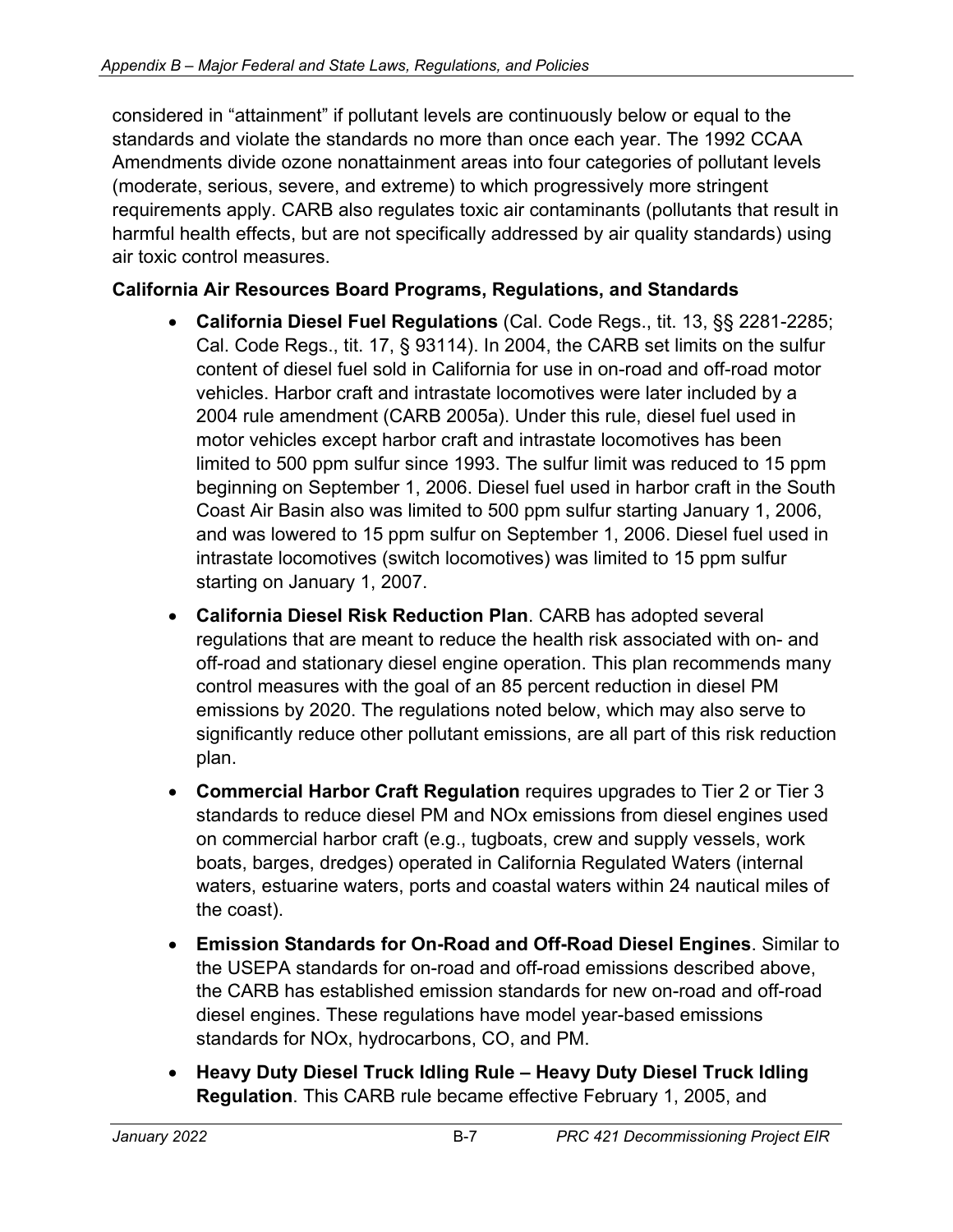considered in "attainment" if pollutant levels are continuously below or equal to the standards and violate the standards no more than once each year. The 1992 CCAA Amendments divide ozone nonattainment areas into four categories of pollutant levels (moderate, serious, severe, and extreme) to which progressively more stringent requirements apply. CARB also regulates toxic air contaminants (pollutants that result in harmful health effects, but are not specifically addressed by air quality standards) using air toxic control measures.

**California Air Resources Board Programs, Regulations, and Standards**

- **California Diesel Fuel Regulations** (Cal. Code Regs., tit. 13, §§ 2281-2285; Cal. Code Regs., tit. 17, § 93114). In 2004, the CARB set limits on the sulfur content of diesel fuel sold in California for use in on-road and off-road motor vehicles. Harbor craft and intrastate locomotives were later included by a 2004 rule amendment (CARB 2005a). Under this rule, diesel fuel used in motor vehicles except harbor craft and intrastate locomotives has been limited to 500 ppm sulfur since 1993. The sulfur limit was reduced to 15 ppm beginning on September 1, 2006. Diesel fuel used in harbor craft in the South Coast Air Basin also was limited to 500 ppm sulfur starting January 1, 2006, and was lowered to 15 ppm sulfur on September 1, 2006. Diesel fuel used in intrastate locomotives (switch locomotives) was limited to 15 ppm sulfur starting on January 1, 2007.
- **California Diesel Risk Reduction Plan**. CARB has adopted several regulations that are meant to reduce the health risk associated with on- and off-road and stationary diesel engine operation. This plan recommends many control measures with the goal of an 85 percent reduction in diesel PM emissions by 2020. The regulations noted below, which may also serve to significantly reduce other pollutant emissions, are all part of this risk reduction plan.
- **Commercial Harbor Craft Regulation** requires upgrades to Tier 2 or Tier 3 standards to reduce diesel PM and NOx emissions from diesel engines used on commercial harbor craft (e.g., tugboats, crew and supply vessels, work boats, barges, dredges) operated in California Regulated Waters (internal waters, estuarine waters, ports and coastal waters within 24 nautical miles of the coast).
- **Emission Standards for On-Road and Off-Road Diesel Engines**. Similar to the USEPA standards for on-road and off-road emissions described above, the CARB has established emission standards for new on-road and off-road diesel engines. These regulations have model year-based emissions standards for NOx, hydrocarbons, CO, and PM.
- **Heavy Duty Diesel Truck Idling Rule – Heavy Duty Diesel Truck Idling Regulation**. This CARB rule became effective February 1, 2005, and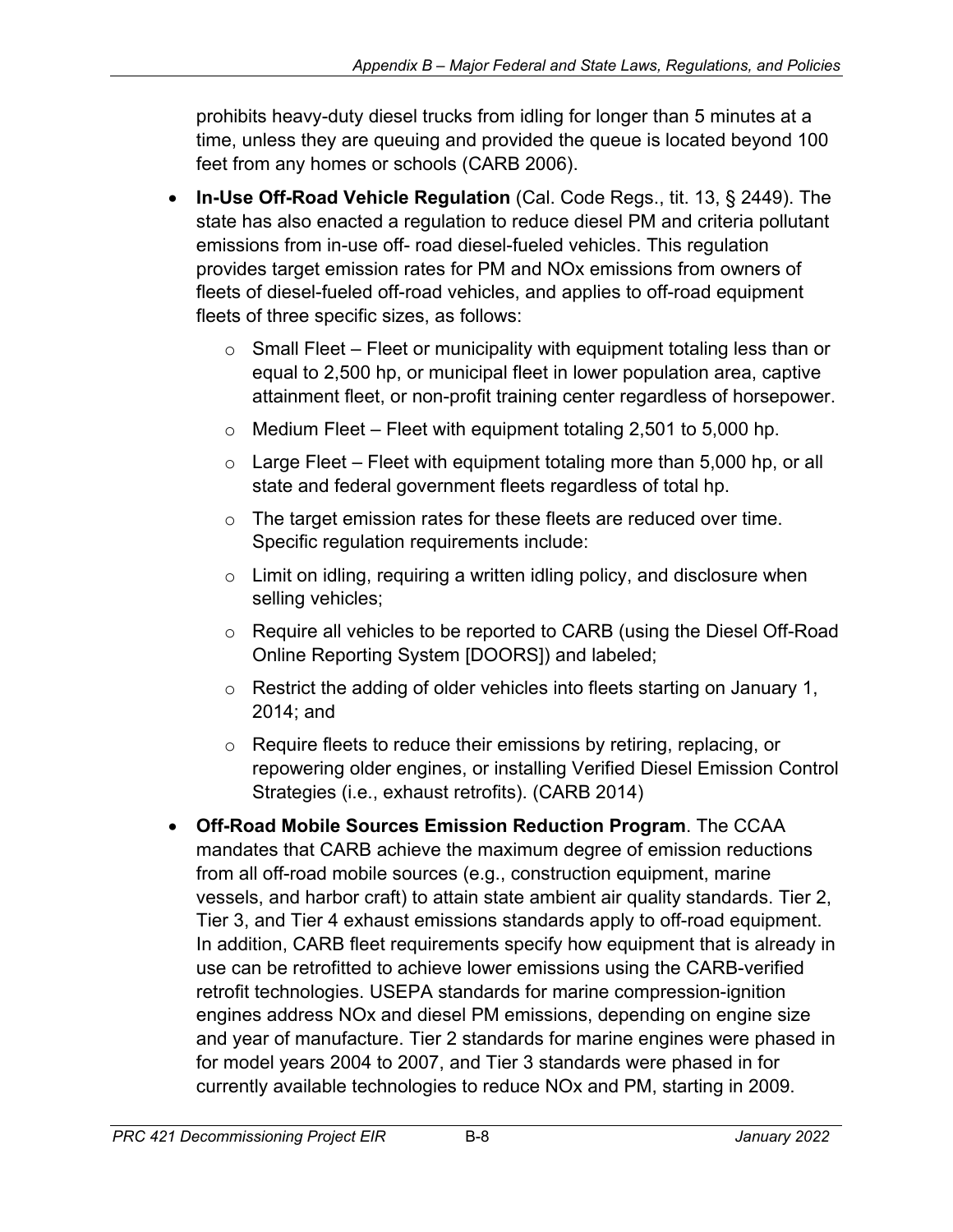prohibits heavy-duty diesel trucks from idling for longer than 5 minutes at a time, unless they are queuing and provided the queue is located beyond 100 feet from any homes or schools (CARB 2006).

- **In-Use Off-Road Vehicle Regulation** (Cal. Code Regs., tit. 13, § 2449). The state has also enacted a regulation to reduce diesel PM and criteria pollutant emissions from in-use off- road diesel-fueled vehicles. This regulation provides target emission rates for PM and NOx emissions from owners of fleets of diesel-fueled off-road vehicles, and applies to off-road equipment fleets of three specific sizes, as follows:
    - Small Fleet – Fleet or municipality with equipment totaling less than or equal to 2,500 hp, or municipal fleet in lower population area, captive attainment fleet, or non-profit training center regardless of horsepower.
    - Medium Fleet – Fleet with equipment totaling 2,501 to 5,000 hp.
    - Large Fleet – Fleet with equipment totaling more than 5,000 hp, or all state and federal government fleets regardless of total hp.
    - The target emission rates for these fleets are reduced over time. Specific regulation requirements include:
    - Limit on idling, requiring a written idling policy, and disclosure when selling vehicles;
    - Require all vehicles to be reported to CARB (using the Diesel Off-Road Online Reporting System [DOORS]) and labeled;
    - Restrict the adding of older vehicles into fleets starting on January 1, 2014; and
    - Require fleets to reduce their emissions by retiring, replacing, or repowering older engines, or installing Verified Diesel Emission Control Strategies (i.e., exhaust retrofits). (CARB 2014)
- **Off-Road Mobile Sources Emission Reduction Program**. The CCAA mandates that CARB achieve the maximum degree of emission reductions from all off-road mobile sources (e.g., construction equipment, marine vessels, and harbor craft) to attain state ambient air quality standards. Tier 2, Tier 3, and Tier 4 exhaust emissions standards apply to off-road equipment. In addition, CARB fleet requirements specify how equipment that is already in use can be retrofitted to achieve lower emissions using the CARB-verified retrofit technologies. USEPA standards for marine compression-ignition engines address NOx and diesel PM emissions, depending on engine size and year of manufacture. Tier 2 standards for marine engines were phased in for model years 2004 to 2007, and Tier 3 standards were phased in for currently available technologies to reduce NOx and PM, starting in 2009.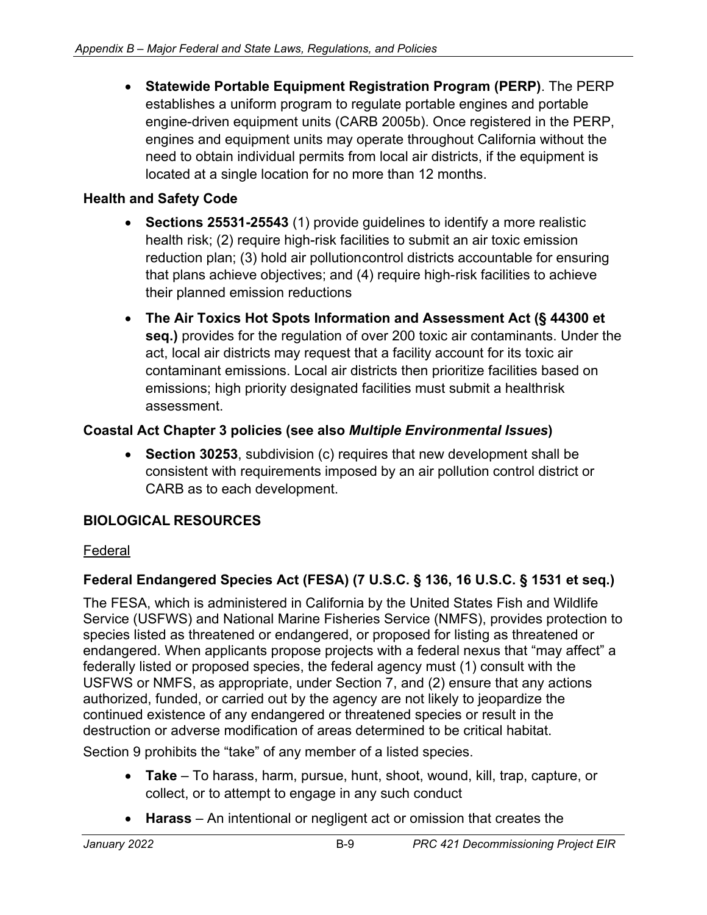- **Statewide Portable Equipment Registration Program (PERP)**. The PERP establishes a uniform program to regulate portable engines and portable engine-driven equipment units (CARB 2005b). Once registered in the PERP, engines and equipment units may operate throughout California without the need to obtain individual permits from local air districts, if the equipment is located at a single location for no more than 12 months.

### Health and Safety Code

- **Sections 25531-25543** (1) provide guidelines to identify a more realistic health risk; (2) require high-risk facilities to submit an air toxic emission reduction plan; (3) hold air pollutioncontrol districts accountable for ensuring that plans achieve objectives; and (4) require high-risk facilities to achieve their planned emission reductions
- **The Air Toxics Hot Spots Information and Assessment Act (§ 44300 et seq.)** provides for the regulation of over 200 toxic air contaminants. Under the act, local air districts may request that a facility account for its toxic air contaminant emissions. Local air districts then prioritize facilities based on emissions; high priority designated facilities must submit a healthrisk assessment.

### Coastal Act Chapter 3 policies (see also *Multiple Environmental Issues*)

- **Section 30253**, subdivision (c) requires that new development shall be consistent with requirements imposed by an air pollution control district or CARB as to each development.

## BIOLOGICAL RESOURCES

Federal

### Federal Endangered Species Act (FESA) (7 U.S.C. § 136, 16 U.S.C. § 1531 et seq.)

The FESA, which is administered in California by the United States Fish and Wildlife Service (USFWS) and National Marine Fisheries Service (NMFS), provides protection to species listed as threatened or endangered, or proposed for listing as threatened or endangered. When applicants propose projects with a federal nexus that "may affect" a federally listed or proposed species, the federal agency must (1) consult with the USFWS or NMFS, as appropriate, under Section 7, and (2) ensure that any actions authorized, funded, or carried out by the agency are not likely to jeopardize the continued existence of any endangered or threatened species or result in the destruction or adverse modification of areas determined to be critical habitat.

Section 9 prohibits the "take" of any member of a listed species.

- **Take** – To harass, harm, pursue, hunt, shoot, wound, kill, trap, capture, or collect, or to attempt to engage in any such conduct
- **Harass** – An intentional or negligent act or omission that creates the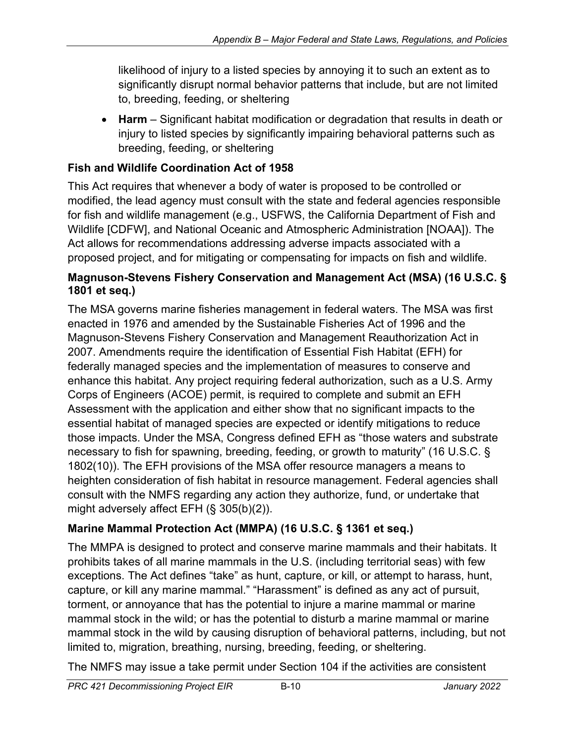likelihood of injury to a listed species by annoying it to such an extent as to significantly disrupt normal behavior patterns that include, but are not limited to, breeding, feeding, or sheltering

- **Harm** – Significant habitat modification or degradation that results in death or injury to listed species by significantly impairing behavioral patterns such as breeding, feeding, or sheltering

### Fish and Wildlife Coordination Act of 1958

This Act requires that whenever a body of water is proposed to be controlled or modified, the lead agency must consult with the state and federal agencies responsible for fish and wildlife management (e.g., USFWS, the California Department of Fish and Wildlife [CDFW], and National Oceanic and Atmospheric Administration [NOAA]). The Act allows for recommendations addressing adverse impacts associated with a proposed project, and for mitigating or compensating for impacts on fish and wildlife.

### Magnuson-Stevens Fishery Conservation and Management Act (MSA) (16 U.S.C. § 1801 et seq.)

The MSA governs marine fisheries management in federal waters. The MSA was first enacted in 1976 and amended by the Sustainable Fisheries Act of 1996 and the Magnuson-Stevens Fishery Conservation and Management Reauthorization Act in 2007. Amendments require the identification of Essential Fish Habitat (EFH) for federally managed species and the implementation of measures to conserve and enhance this habitat. Any project requiring federal authorization, such as a U.S. Army Corps of Engineers (ACOE) permit, is required to complete and submit an EFH Assessment with the application and either show that no significant impacts to the essential habitat of managed species are expected or identify mitigations to reduce those impacts. Under the MSA, Congress defined EFH as "those waters and substrate necessary to fish for spawning, breeding, feeding, or growth to maturity" (16 U.S.C. § 1802(10)). The EFH provisions of the MSA offer resource managers a means to heighten consideration of fish habitat in resource management. Federal agencies shall consult with the NMFS regarding any action they authorize, fund, or undertake that might adversely affect EFH (§ 305(b)(2)).

### Marine Mammal Protection Act (MMPA) (16 U.S.C. § 1361 et seq.)

The MMPA is designed to protect and conserve marine mammals and their habitats. It prohibits takes of all marine mammals in the U.S. (including territorial seas) with few exceptions. The Act defines "take" as hunt, capture, or kill, or attempt to harass, hunt, capture, or kill any marine mammal." "Harassment" is defined as any act of pursuit, torment, or annoyance that has the potential to injure a marine mammal or marine mammal stock in the wild; or has the potential to disturb a marine mammal or marine mammal stock in the wild by causing disruption of behavioral patterns, including, but not limited to, migration, breathing, nursing, breeding, feeding, or sheltering.

The NMFS may issue a take permit under Section 104 if the activities are consistent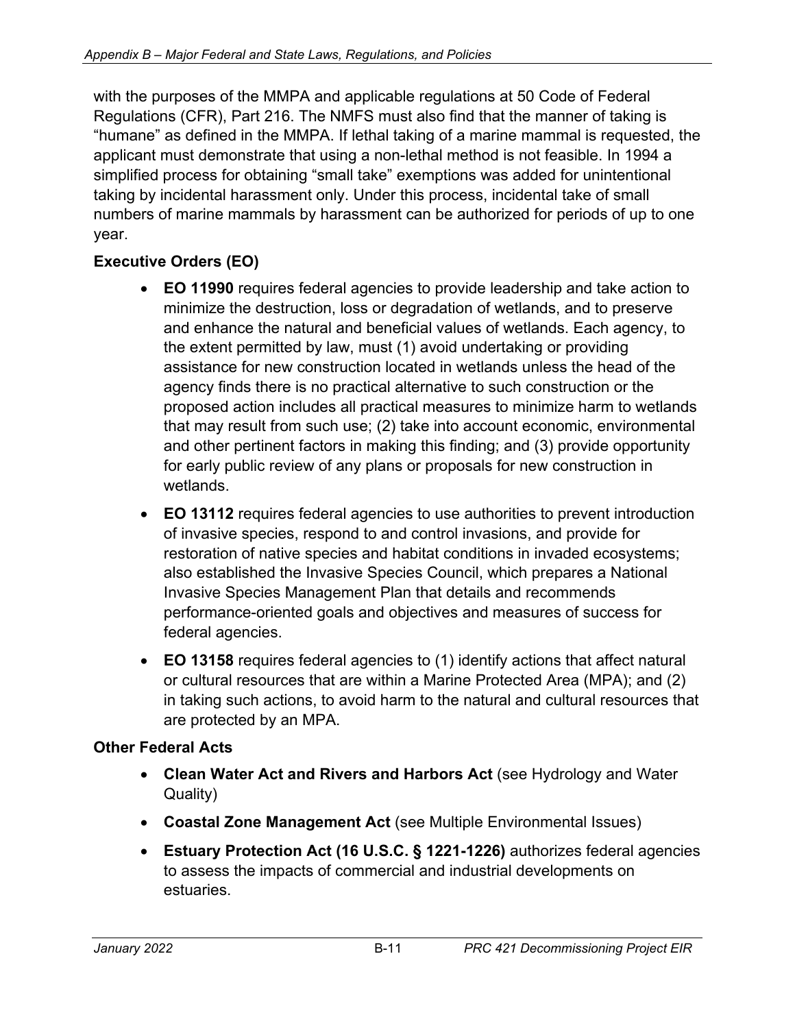with the purposes of the MMPA and applicable regulations at 50 Code of Federal Regulations (CFR), Part 216. The NMFS must also find that the manner of taking is “humane” as defined in the MMPA. If lethal taking of a marine mammal is requested, the applicant must demonstrate that using a non-lethal method is not feasible. In 1994 a simplified process for obtaining “small take” exemptions was added for unintentional taking by incidental harassment only. Under this process, incidental take of small numbers of marine mammals by harassment can be authorized for periods of up to one year.

**Executive Orders (EO)**

- **EO 11990** requires federal agencies to provide leadership and take action to minimize the destruction, loss or degradation of wetlands, and to preserve and enhance the natural and beneficial values of wetlands. Each agency, to the extent permitted by law, must (1) avoid undertaking or providing assistance for new construction located in wetlands unless the head of the agency finds there is no practical alternative to such construction or the proposed action includes all practical measures to minimize harm to wetlands that may result from such use; (2) take into account economic, environmental and other pertinent factors in making this finding; and (3) provide opportunity for early public review of any plans or proposals for new construction in wetlands.
- **EO 13112** requires federal agencies to use authorities to prevent introduction of invasive species, respond to and control invasions, and provide for restoration of native species and habitat conditions in invaded ecosystems; also established the Invasive Species Council, which prepares a National Invasive Species Management Plan that details and recommends performance-oriented goals and objectives and measures of success for federal agencies.
- **EO 13158** requires federal agencies to (1) identify actions that affect natural or cultural resources that are within a Marine Protected Area (MPA); and (2) in taking such actions, to avoid harm to the natural and cultural resources that are protected by an MPA.

**Other Federal Acts**

- **Clean Water Act and Rivers and Harbors Act** (see Hydrology and Water Quality)
- **Coastal Zone Management Act** (see Multiple Environmental Issues)
- **Estuary Protection Act (16 U.S.C. § 1221-1226)** authorizes federal agencies to assess the impacts of commercial and industrial developments on estuaries.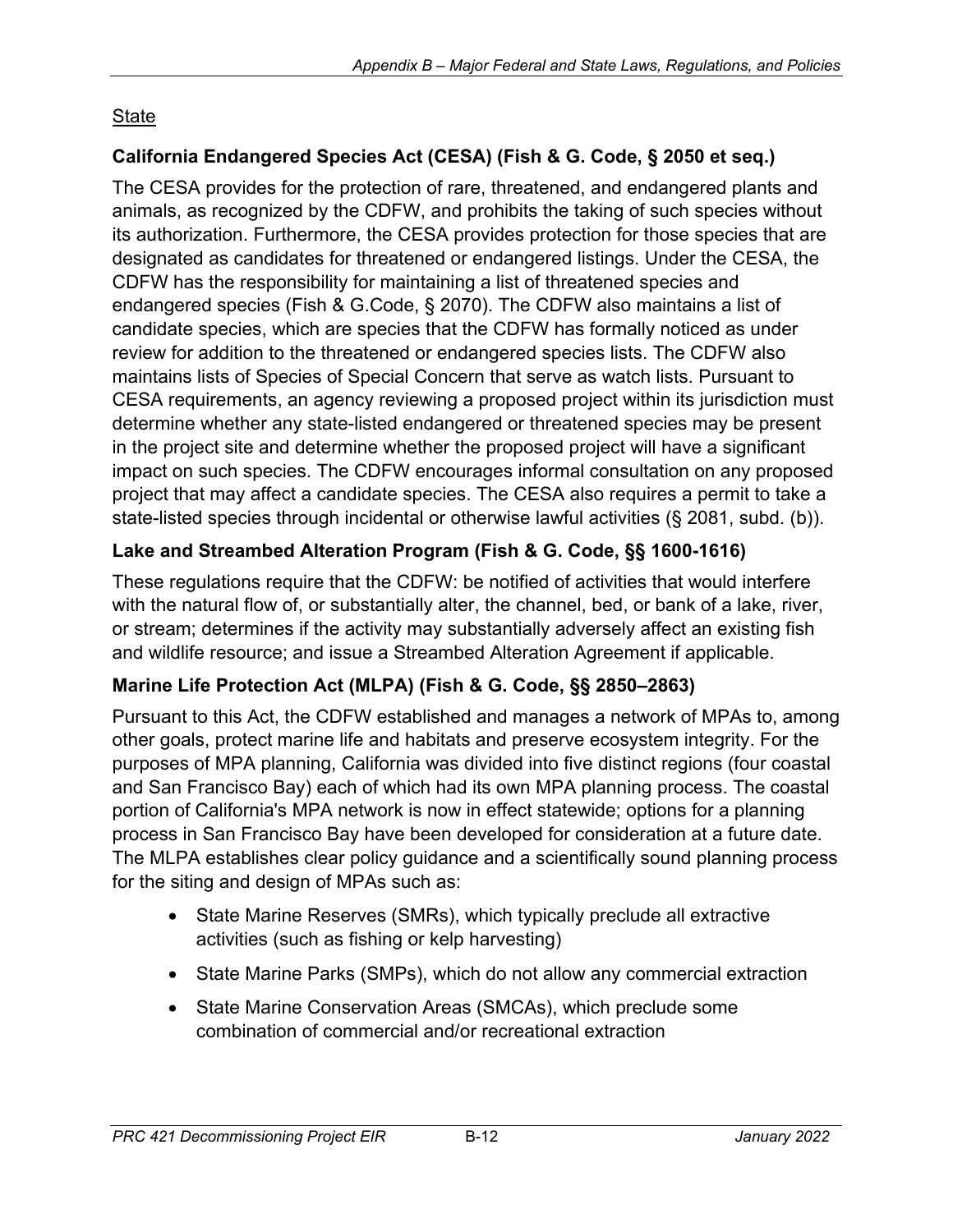State

### California Endangered Species Act (CESA) (Fish & G. Code, § 2050 et seq.)

The CESA provides for the protection of rare, threatened, and endangered plants and animals, as recognized by the CDFW, and prohibits the taking of such species without its authorization. Furthermore, the CESA provides protection for those species that are designated as candidates for threatened or endangered listings. Under the CESA, the CDFW has the responsibility for maintaining a list of threatened species and endangered species (Fish & G.Code, § 2070). The CDFW also maintains a list of candidate species, which are species that the CDFW has formally noticed as under review for addition to the threatened or endangered species lists. The CDFW also maintains lists of Species of Special Concern that serve as watch lists. Pursuant to CESA requirements, an agency reviewing a proposed project within its jurisdiction must determine whether any state-listed endangered or threatened species may be present in the project site and determine whether the proposed project will have a significant impact on such species. The CDFW encourages informal consultation on any proposed project that may affect a candidate species. The CESA also requires a permit to take a state-listed species through incidental or otherwise lawful activities (§ 2081, subd. (b)).

### Lake and Streambed Alteration Program (Fish & G. Code, §§ 1600-1616)

These regulations require that the CDFW: be notified of activities that would interfere with the natural flow of, or substantially alter, the channel, bed, or bank of a lake, river, or stream; determines if the activity may substantially adversely affect an existing fish and wildlife resource; and issue a Streambed Alteration Agreement if applicable.

### Marine Life Protection Act (MLPA) (Fish & G. Code, §§ 2850–2863)

Pursuant to this Act, the CDFW established and manages a network of MPAs to, among other goals, protect marine life and habitats and preserve ecosystem integrity. For the purposes of MPA planning, California was divided into five distinct regions (four coastal and San Francisco Bay) each of which had its own MPA planning process. The coastal portion of California's MPA network is now in effect statewide; options for a planning process in San Francisco Bay have been developed for consideration at a future date. The MLPA establishes clear policy guidance and a scientifically sound planning process for the siting and design of MPAs such as:

- State Marine Reserves (SMRs), which typically preclude all extractive activities (such as fishing or kelp harvesting)
- State Marine Parks (SMPs), which do not allow any commercial extraction
- State Marine Conservation Areas (SMCAs), which preclude some combination of commercial and/or recreational extraction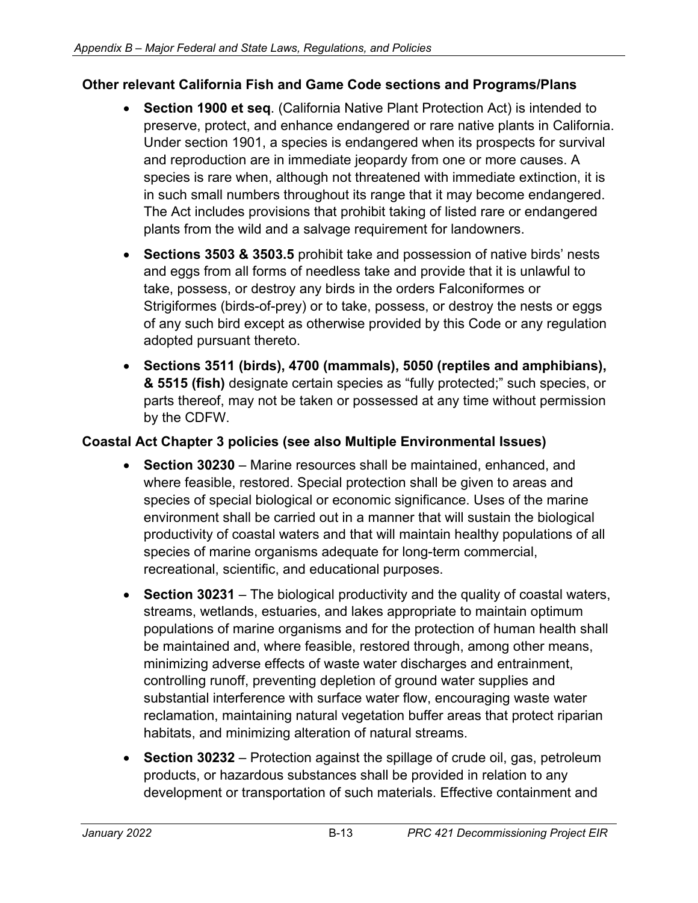**Other relevant California Fish and Game Code sections and Programs/Plans**

- **Section 1900 et seq**. (California Native Plant Protection Act) is intended to preserve, protect, and enhance endangered or rare native plants in California. Under section 1901, a species is endangered when its prospects for survival and reproduction are in immediate jeopardy from one or more causes. A species is rare when, although not threatened with immediate extinction, it is in such small numbers throughout its range that it may become endangered. The Act includes provisions that prohibit taking of listed rare or endangered plants from the wild and a salvage requirement for landowners.
- **Sections 3503 & 3503.5** prohibit take and possession of native birds' nests and eggs from all forms of needless take and provide that it is unlawful to take, possess, or destroy any birds in the orders Falconiformes or Strigiformes (birds-of-prey) or to take, possess, or destroy the nests or eggs of any such bird except as otherwise provided by this Code or any regulation adopted pursuant thereto.
- **Sections 3511 (birds), 4700 (mammals), 5050 (reptiles and amphibians), & 5515 (fish)** designate certain species as "fully protected;" such species, or parts thereof, may not be taken or possessed at any time without permission by the CDFW.

**Coastal Act Chapter 3 policies (see also Multiple Environmental Issues)**

- **Section 30230** – Marine resources shall be maintained, enhanced, and where feasible, restored. Special protection shall be given to areas and species of special biological or economic significance. Uses of the marine environment shall be carried out in a manner that will sustain the biological productivity of coastal waters and that will maintain healthy populations of all species of marine organisms adequate for long-term commercial, recreational, scientific, and educational purposes.
- **Section 30231** – The biological productivity and the quality of coastal waters, streams, wetlands, estuaries, and lakes appropriate to maintain optimum populations of marine organisms and for the protection of human health shall be maintained and, where feasible, restored through, among other means, minimizing adverse effects of waste water discharges and entrainment, controlling runoff, preventing depletion of ground water supplies and substantial interference with surface water flow, encouraging waste water reclamation, maintaining natural vegetation buffer areas that protect riparian habitats, and minimizing alteration of natural streams.
- **Section 30232** – Protection against the spillage of crude oil, gas, petroleum products, or hazardous substances shall be provided in relation to any development or transportation of such materials. Effective containment and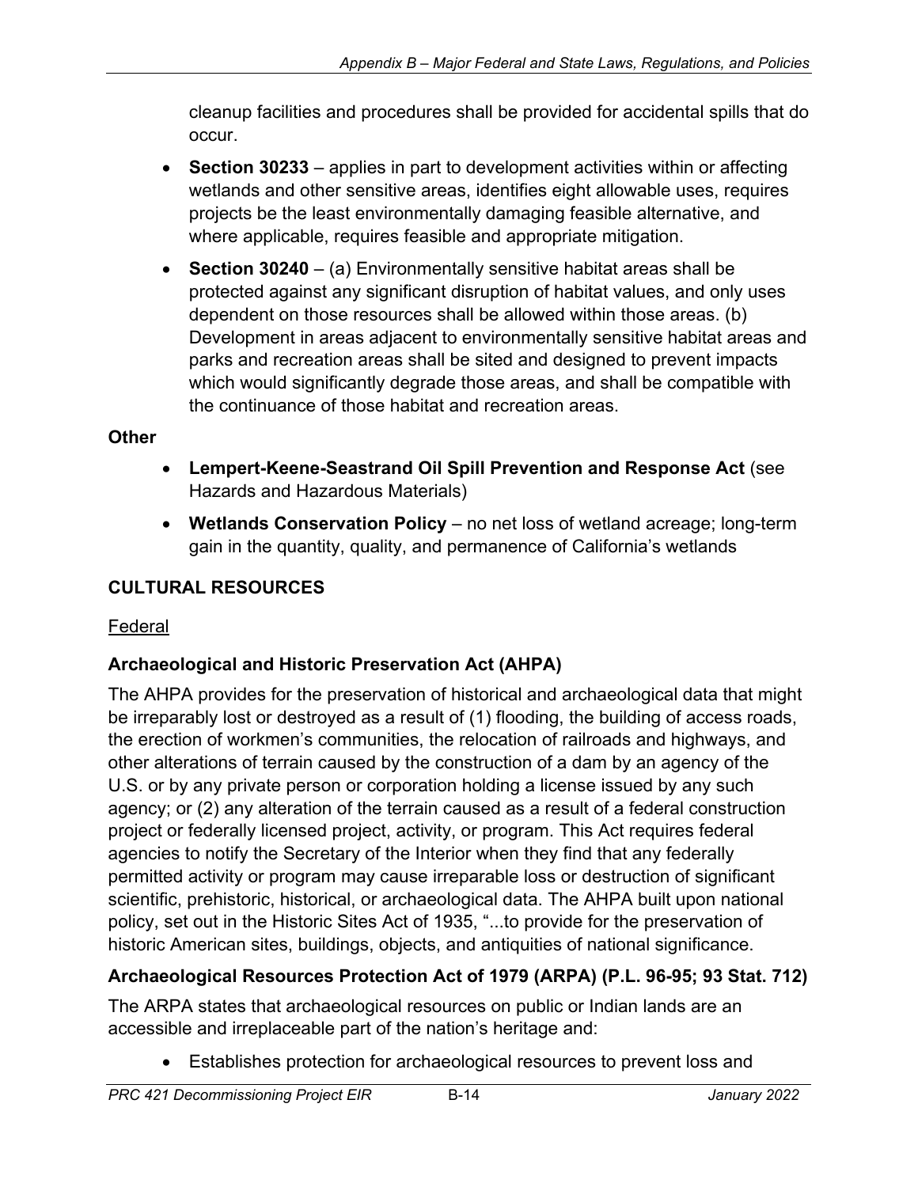cleanup facilities and procedures shall be provided for accidental spills that do occur.

- **Section 30233** – applies in part to development activities within or affecting wetlands and other sensitive areas, identifies eight allowable uses, requires projects be the least environmentally damaging feasible alternative, and where applicable, requires feasible and appropriate mitigation.
- **Section 30240** – (a) Environmentally sensitive habitat areas shall be protected against any significant disruption of habitat values, and only uses dependent on those resources shall be allowed within those areas. (b) Development in areas adjacent to environmentally sensitive habitat areas and parks and recreation areas shall be sited and designed to prevent impacts which would significantly degrade those areas, and shall be compatible with the continuance of those habitat and recreation areas.

**Other**

- **Lempert-Keene-Seastrand Oil Spill Prevention and Response Act** (see Hazards and Hazardous Materials)
- **Wetlands Conservation Policy** – no net loss of wetland acreage; long-term gain in the quantity, quality, and permanence of California's wetlands

## CULTURAL RESOURCES

Federal

### Archaeological and Historic Preservation Act (AHPA)

The AHPA provides for the preservation of historical and archaeological data that might be irreparably lost or destroyed as a result of (1) flooding, the building of access roads, the erection of workmen's communities, the relocation of railroads and highways, and other alterations of terrain caused by the construction of a dam by an agency of the U.S. or by any private person or corporation holding a license issued by any such agency; or (2) any alteration of the terrain caused as a result of a federal construction project or federally licensed project, activity, or program. This Act requires federal agencies to notify the Secretary of the Interior when they find that any federally permitted activity or program may cause irreparable loss or destruction of significant scientific, prehistoric, historical, or archaeological data. The AHPA built upon national policy, set out in the Historic Sites Act of 1935, "...to provide for the preservation of historic American sites, buildings, objects, and antiquities of national significance.

### Archaeological Resources Protection Act of 1979 (ARPA) (P.L. 96-95; 93 Stat. 712)

The ARPA states that archaeological resources on public or Indian lands are an accessible and irreplaceable part of the nation's heritage and:

- Establishes protection for archaeological resources to prevent loss and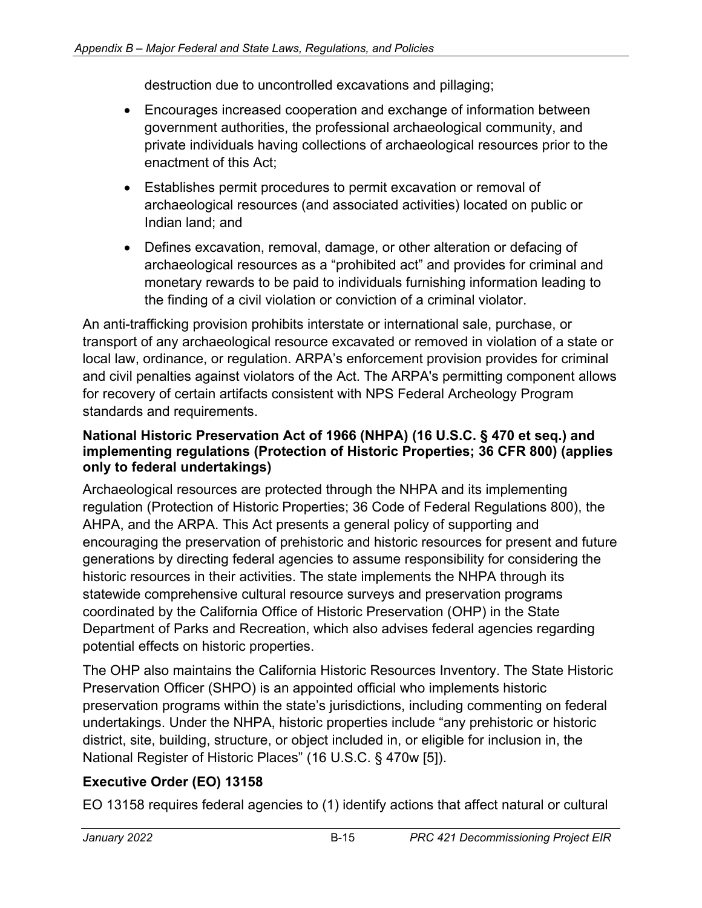destruction due to uncontrolled excavations and pillaging;

- Encourages increased cooperation and exchange of information between government authorities, the professional archaeological community, and private individuals having collections of archaeological resources prior to the enactment of this Act;
- Establishes permit procedures to permit excavation or removal of archaeological resources (and associated activities) located on public or Indian land; and
- Defines excavation, removal, damage, or other alteration or defacing of archaeological resources as a "prohibited act" and provides for criminal and monetary rewards to be paid to individuals furnishing information leading to the finding of a civil violation or conviction of a criminal violator.

An anti-trafficking provision prohibits interstate or international sale, purchase, or transport of any archaeological resource excavated or removed in violation of a state or local law, ordinance, or regulation. ARPA's enforcement provision provides for criminal and civil penalties against violators of the Act. The ARPA's permitting component allows for recovery of certain artifacts consistent with NPS Federal Archeology Program standards and requirements.

**National Historic Preservation Act of 1966 (NHPA) (16 U.S.C. § 470 et seq.) and implementing regulations (Protection of Historic Properties; 36 CFR 800) (applies only to federal undertakings)**

Archaeological resources are protected through the NHPA and its implementing regulation (Protection of Historic Properties; 36 Code of Federal Regulations 800), the AHPA, and the ARPA. This Act presents a general policy of supporting and encouraging the preservation of prehistoric and historic resources for present and future generations by directing federal agencies to assume responsibility for considering the historic resources in their activities. The state implements the NHPA through its statewide comprehensive cultural resource surveys and preservation programs coordinated by the California Office of Historic Preservation (OHP) in the State Department of Parks and Recreation, which also advises federal agencies regarding potential effects on historic properties.

The OHP also maintains the California Historic Resources Inventory. The State Historic Preservation Officer (SHPO) is an appointed official who implements historic preservation programs within the state's jurisdictions, including commenting on federal undertakings. Under the NHPA, historic properties include "any prehistoric or historic district, site, building, structure, or object included in, or eligible for inclusion in, the National Register of Historic Places" (16 U.S.C. § 470w [5]).

### Executive Order (EO) 13158

EO 13158 requires federal agencies to (1) identify actions that affect natural or cultural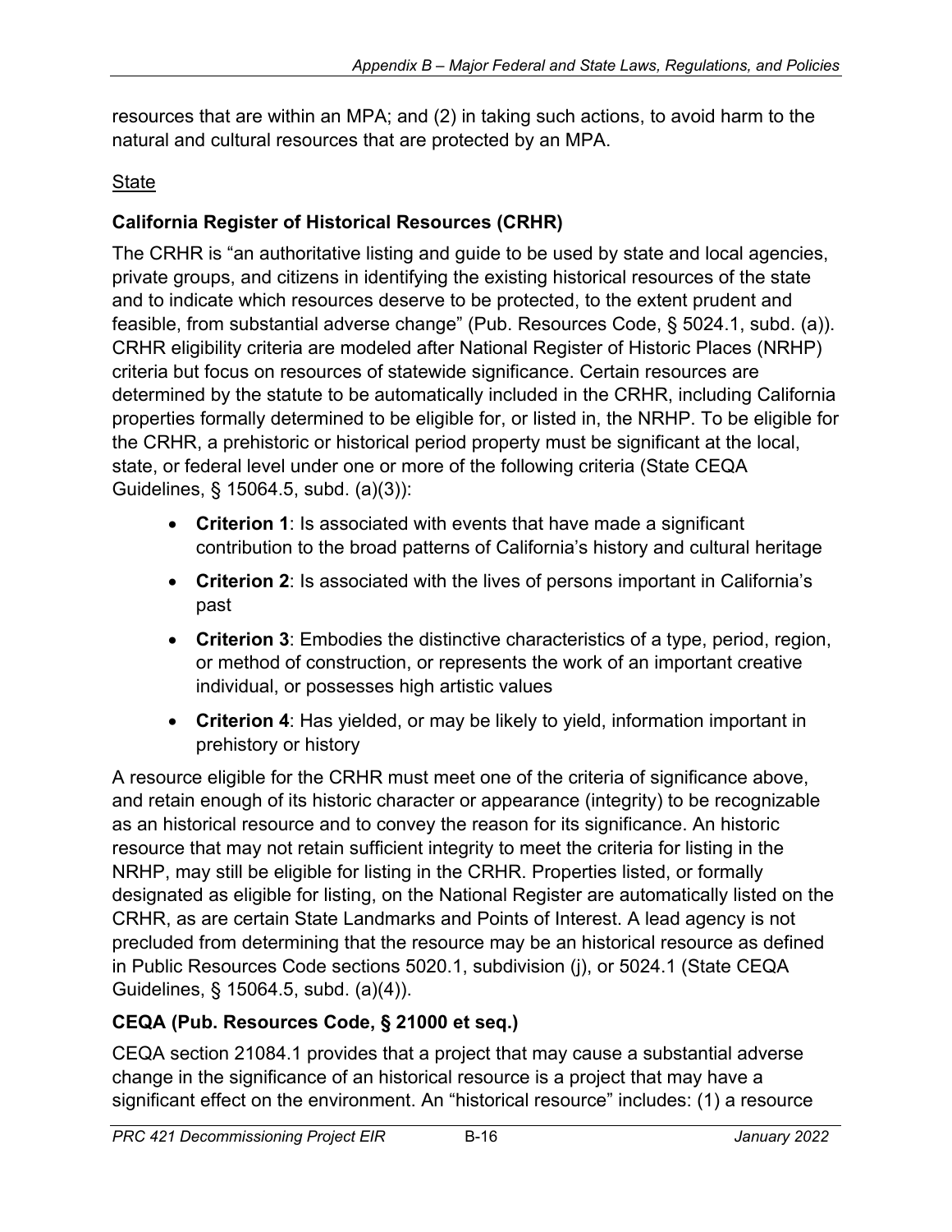resources that are within an MPA; and (2) in taking such actions, to avoid harm to the natural and cultural resources that are protected by an MPA.

State

**California Register of Historical Resources (CRHR)**

The CRHR is "an authoritative listing and guide to be used by state and local agencies, private groups, and citizens in identifying the existing historical resources of the state and to indicate which resources deserve to be protected, to the extent prudent and feasible, from substantial adverse change" (Pub. Resources Code, § 5024.1, subd. (a)). CRHR eligibility criteria are modeled after National Register of Historic Places (NRHP) criteria but focus on resources of statewide significance. Certain resources are determined by the statute to be automatically included in the CRHR, including California properties formally determined to be eligible for, or listed in, the NRHP. To be eligible for the CRHR, a prehistoric or historical period property must be significant at the local, state, or federal level under one or more of the following criteria (State CEQA Guidelines, § 15064.5, subd. (a)(3)):

- **Criterion 1**: Is associated with events that have made a significant contribution to the broad patterns of California's history and cultural heritage
- **Criterion 2**: Is associated with the lives of persons important in California's past
- **Criterion 3**: Embodies the distinctive characteristics of a type, period, region, or method of construction, or represents the work of an important creative individual, or possesses high artistic values
- **Criterion 4**: Has yielded, or may be likely to yield, information important in prehistory or history

A resource eligible for the CRHR must meet one of the criteria of significance above, and retain enough of its historic character or appearance (integrity) to be recognizable as an historical resource and to convey the reason for its significance. An historic resource that may not retain sufficient integrity to meet the criteria for listing in the NRHP, may still be eligible for listing in the CRHR. Properties listed, or formally designated as eligible for listing, on the National Register are automatically listed on the CRHR, as are certain State Landmarks and Points of Interest. A lead agency is not precluded from determining that the resource may be an historical resource as defined in Public Resources Code sections 5020.1, subdivision (j), or 5024.1 (State CEQA Guidelines, § 15064.5, subd. (a)(4)).

**CEQA (Pub. Resources Code, § 21000 et seq.)**

CEQA section 21084.1 provides that a project that may cause a substantial adverse change in the significance of an historical resource is a project that may have a significant effect on the environment. An "historical resource" includes: (1) a resource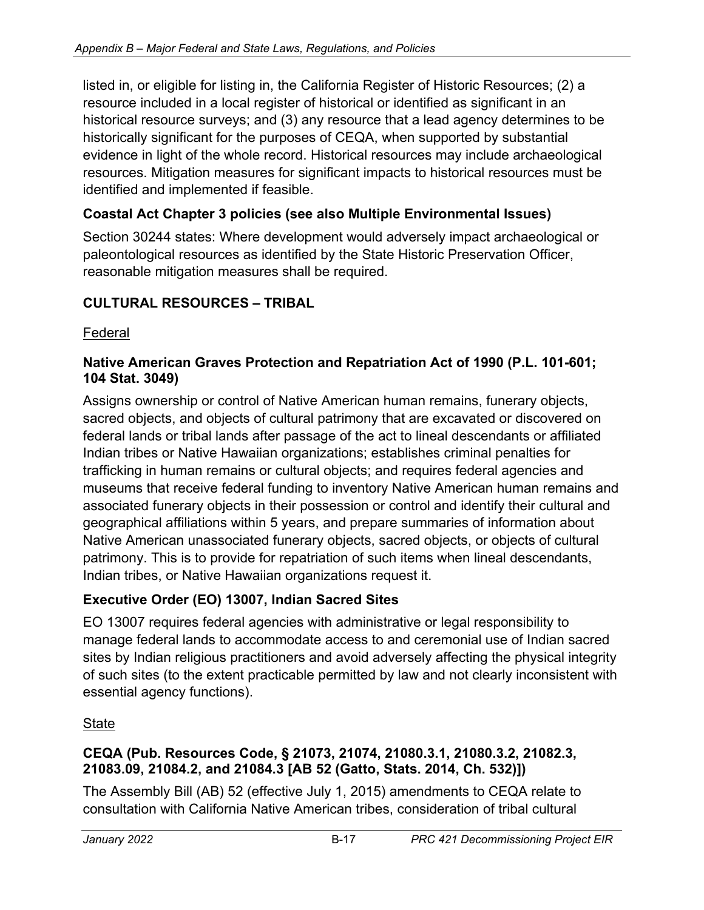listed in, or eligible for listing in, the California Register of Historic Resources; (2) a resource included in a local register of historical or identified as significant in an historical resource surveys; and (3) any resource that a lead agency determines to be historically significant for the purposes of CEQA, when supported by substantial evidence in light of the whole record. Historical resources may include archaeological resources. Mitigation measures for significant impacts to historical resources must be identified and implemented if feasible.

### Coastal Act Chapter 3 policies (see also Multiple Environmental Issues)

Section 30244 states: Where development would adversely impact archaeological or paleontological resources as identified by the State Historic Preservation Officer, reasonable mitigation measures shall be required.

## CULTURAL RESOURCES – TRIBAL

Federal

### Native American Graves Protection and Repatriation Act of 1990 (P.L. 101-601; 104 Stat. 3049)

Assigns ownership or control of Native American human remains, funerary objects, sacred objects, and objects of cultural patrimony that are excavated or discovered on federal lands or tribal lands after passage of the act to lineal descendants or affiliated Indian tribes or Native Hawaiian organizations; establishes criminal penalties for trafficking in human remains or cultural objects; and requires federal agencies and museums that receive federal funding to inventory Native American human remains and associated funerary objects in their possession or control and identify their cultural and geographical affiliations within 5 years, and prepare summaries of information about Native American unassociated funerary objects, sacred objects, or objects of cultural patrimony. This is to provide for repatriation of such items when lineal descendants, Indian tribes, or Native Hawaiian organizations request it.

### Executive Order (EO) 13007, Indian Sacred Sites

EO 13007 requires federal agencies with administrative or legal responsibility to manage federal lands to accommodate access to and ceremonial use of Indian sacred sites by Indian religious practitioners and avoid adversely affecting the physical integrity of such sites (to the extent practicable permitted by law and not clearly inconsistent with essential agency functions).

State

### CEQA (Pub. Resources Code, § 21073, 21074, 21080.3.1, 21080.3.2, 21082.3, 21083.09, 21084.2, and 21084.3 [AB 52 (Gatto, Stats. 2014, Ch. 532)])

The Assembly Bill (AB) 52 (effective July 1, 2015) amendments to CEQA relate to consultation with California Native American tribes, consideration of tribal cultural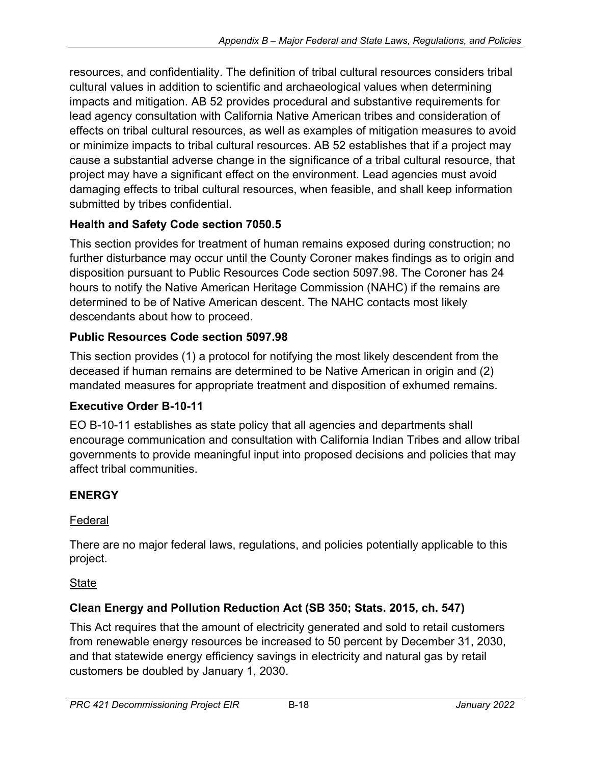resources, and confidentiality. The definition of tribal cultural resources considers tribal cultural values in addition to scientific and archaeological values when determining impacts and mitigation. AB 52 provides procedural and substantive requirements for lead agency consultation with California Native American tribes and consideration of effects on tribal cultural resources, as well as examples of mitigation measures to avoid or minimize impacts to tribal cultural resources. AB 52 establishes that if a project may cause a substantial adverse change in the significance of a tribal cultural resource, that project may have a significant effect on the environment. Lead agencies must avoid damaging effects to tribal cultural resources, when feasible, and shall keep information submitted by tribes confidential.

### Health and Safety Code section 7050.5

This section provides for treatment of human remains exposed during construction; no further disturbance may occur until the County Coroner makes findings as to origin and disposition pursuant to Public Resources Code section 5097.98. The Coroner has 24 hours to notify the Native American Heritage Commission (NAHC) if the remains are determined to be of Native American descent. The NAHC contacts most likely descendants about how to proceed.

### Public Resources Code section 5097.98

This section provides (1) a protocol for notifying the most likely descendent from the deceased if human remains are determined to be Native American in origin and (2) mandated measures for appropriate treatment and disposition of exhumed remains.

### Executive Order B-10-11

EO B-10-11 establishes as state policy that all agencies and departments shall encourage communication and consultation with California Indian Tribes and allow tribal governments to provide meaningful input into proposed decisions and policies that may affect tribal communities.

## ENERGY

<u>Federal</u>

There are no major federal laws, regulations, and policies potentially applicable to this project.

<u>State</u>

### Clean Energy and Pollution Reduction Act (SB 350; Stats. 2015, ch. 547)

This Act requires that the amount of electricity generated and sold to retail customers from renewable energy resources be increased to 50 percent by December 31, 2030, and that statewide energy efficiency savings in electricity and natural gas by retail customers be doubled by January 1, 2030.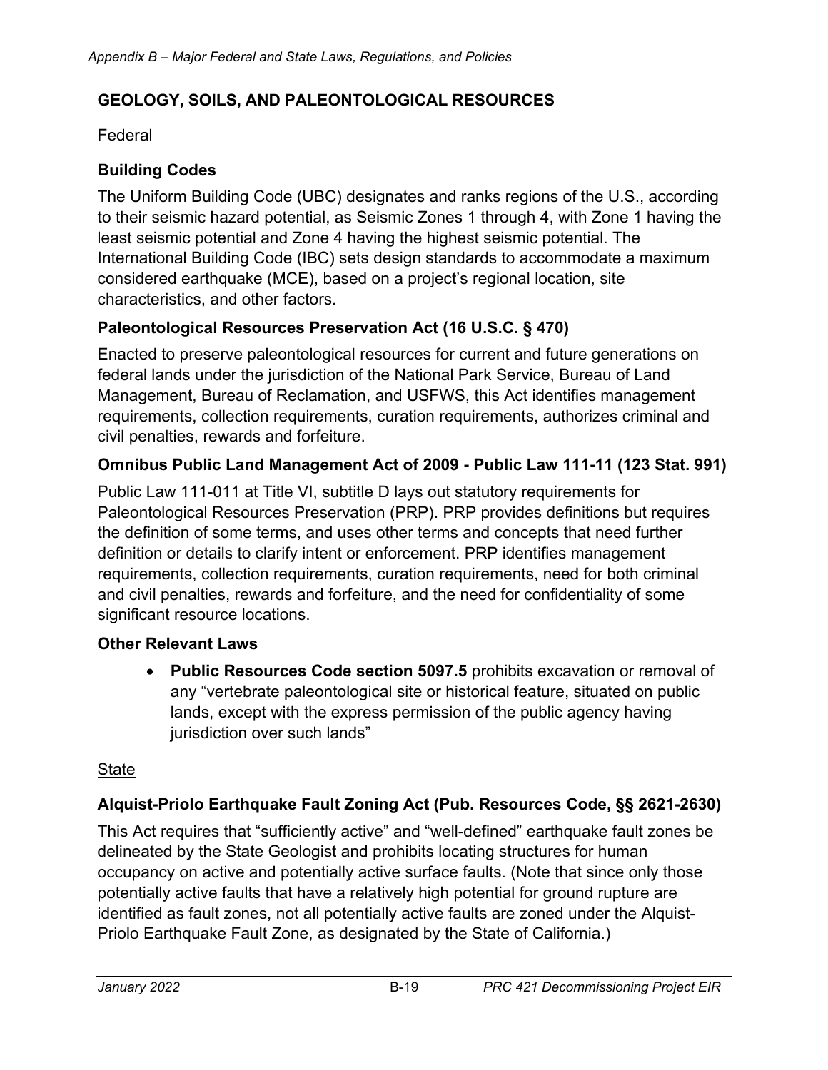## GEOLOGY, SOILS, AND PALEONTOLOGICAL RESOURCES

Federal

### Building Codes

The Uniform Building Code (UBC) designates and ranks regions of the U.S., according to their seismic hazard potential, as Seismic Zones 1 through 4, with Zone 1 having the least seismic potential and Zone 4 having the highest seismic potential. The International Building Code (IBC) sets design standards to accommodate a maximum considered earthquake (MCE), based on a project's regional location, site characteristics, and other factors.

### Paleontological Resources Preservation Act (16 U.S.C. § 470)

Enacted to preserve paleontological resources for current and future generations on federal lands under the jurisdiction of the National Park Service, Bureau of Land Management, Bureau of Reclamation, and USFWS, this Act identifies management requirements, collection requirements, curation requirements, authorizes criminal and civil penalties, rewards and forfeiture.

### Omnibus Public Land Management Act of 2009 - Public Law 111-11 (123 Stat. 991)

Public Law 111-011 at Title VI, subtitle D lays out statutory requirements for Paleontological Resources Preservation (PRP). PRP provides definitions but requires the definition of some terms, and uses other terms and concepts that need further definition or details to clarify intent or enforcement. PRP identifies management requirements, collection requirements, curation requirements, need for both criminal and civil penalties, rewards and forfeiture, and the need for confidentiality of some significant resource locations.

### Other Relevant Laws

- **Public Resources Code section 5097.5** prohibits excavation or removal of any "vertebrate paleontological site or historical feature, situated on public lands, except with the express permission of the public agency having jurisdiction over such lands"

State

### Alquist-Priolo Earthquake Fault Zoning Act (Pub. Resources Code, §§ 2621-2630)

This Act requires that "sufficiently active" and "well-defined" earthquake fault zones be delineated by the State Geologist and prohibits locating structures for human occupancy on active and potentially active surface faults. (Note that since only those potentially active faults that have a relatively high potential for ground rupture are identified as fault zones, not all potentially active faults are zoned under the Alquist-Priolo Earthquake Fault Zone, as designated by the State of California.)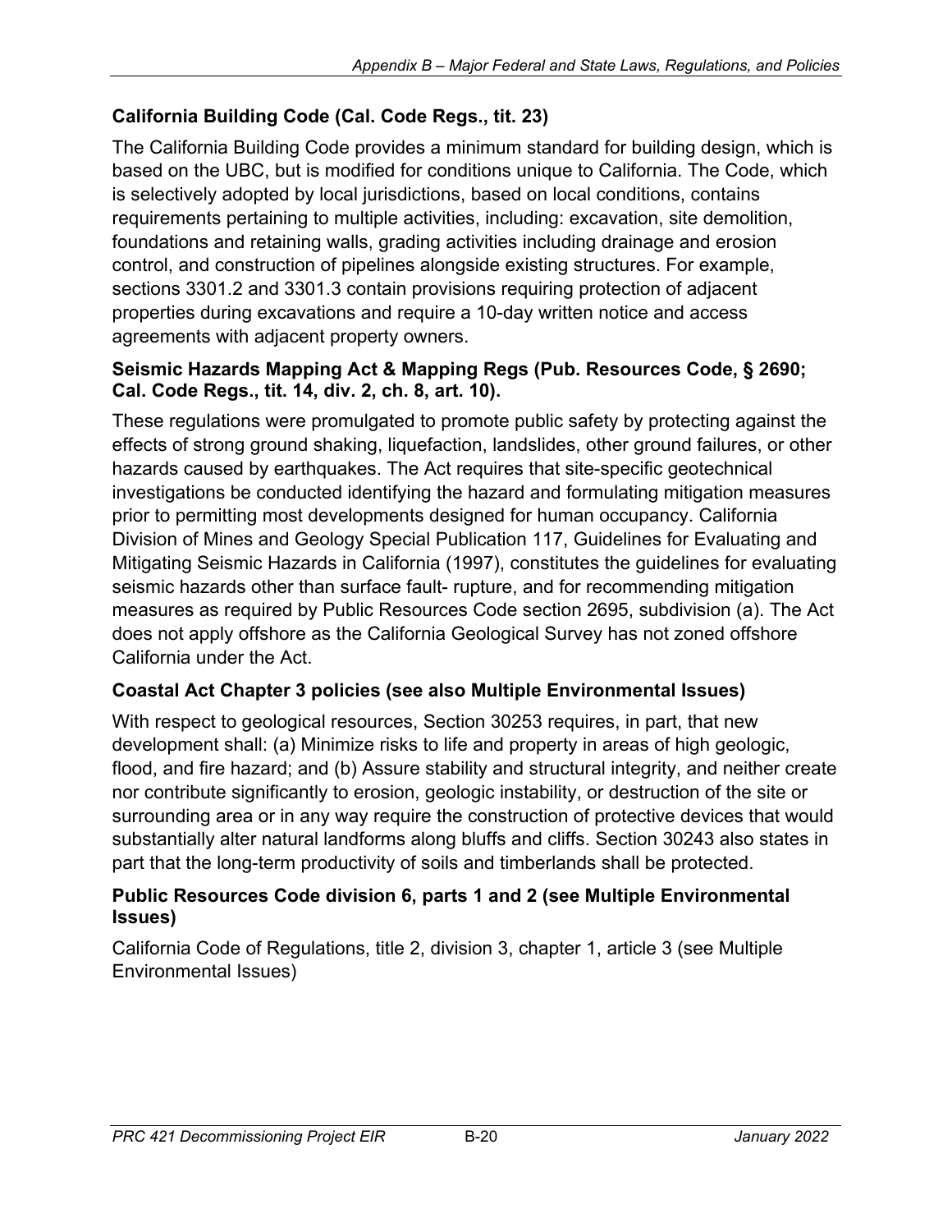### California Building Code (Cal. Code Regs., tit. 23)

The California Building Code provides a minimum standard for building design, which is based on the UBC, but is modified for conditions unique to California. The Code, which is selectively adopted by local jurisdictions, based on local conditions, contains requirements pertaining to multiple activities, including: excavation, site demolition, foundations and retaining walls, grading activities including drainage and erosion control, and construction of pipelines alongside existing structures. For example, sections 3301.2 and 3301.3 contain provisions requiring protection of adjacent properties during excavations and require a 10-day written notice and access agreements with adjacent property owners.

#### Seismic Hazards Mapping Act & Mapping Regs (Pub. Resources Code, § 2690; Cal. Code Regs., tit. 14, div. 2, ch. 8, art. 10).

These regulations were promulgated to promote public safety by protecting against the effects of strong ground shaking, liquefaction, landslides, other ground failures, or other hazards caused by earthquakes. The Act requires that site-specific geotechnical investigations be conducted identifying the hazard and formulating mitigation measures prior to permitting most developments designed for human occupancy. California Division of Mines and Geology Special Publication 117, Guidelines for Evaluating and Mitigating Seismic Hazards in California (1997), constitutes the guidelines for evaluating seismic hazards other than surface fault- rupture, and for recommending mitigation measures as required by Public Resources Code section 2695, subdivision (a). The Act does not apply offshore as the California Geological Survey has not zoned offshore California under the Act.

### Coastal Act Chapter 3 policies (see also Multiple Environmental Issues)

With respect to geological resources, Section 30253 requires, in part, that new development shall: (a) Minimize risks to life and property in areas of high geologic, flood, and fire hazard; and (b) Assure stability and structural integrity, and neither create nor contribute significantly to erosion, geologic instability, or destruction of the site or surrounding area or in any way require the construction of protective devices that would substantially alter natural landforms along bluffs and cliffs. Section 30243 also states in part that the long-term productivity of soils and timberlands shall be protected.

#### Public Resources Code division 6, parts 1 and 2 (see Multiple Environmental Issues)

California Code of Regulations, title 2, division 3, chapter 1, article 3 (see Multiple Environmental Issues)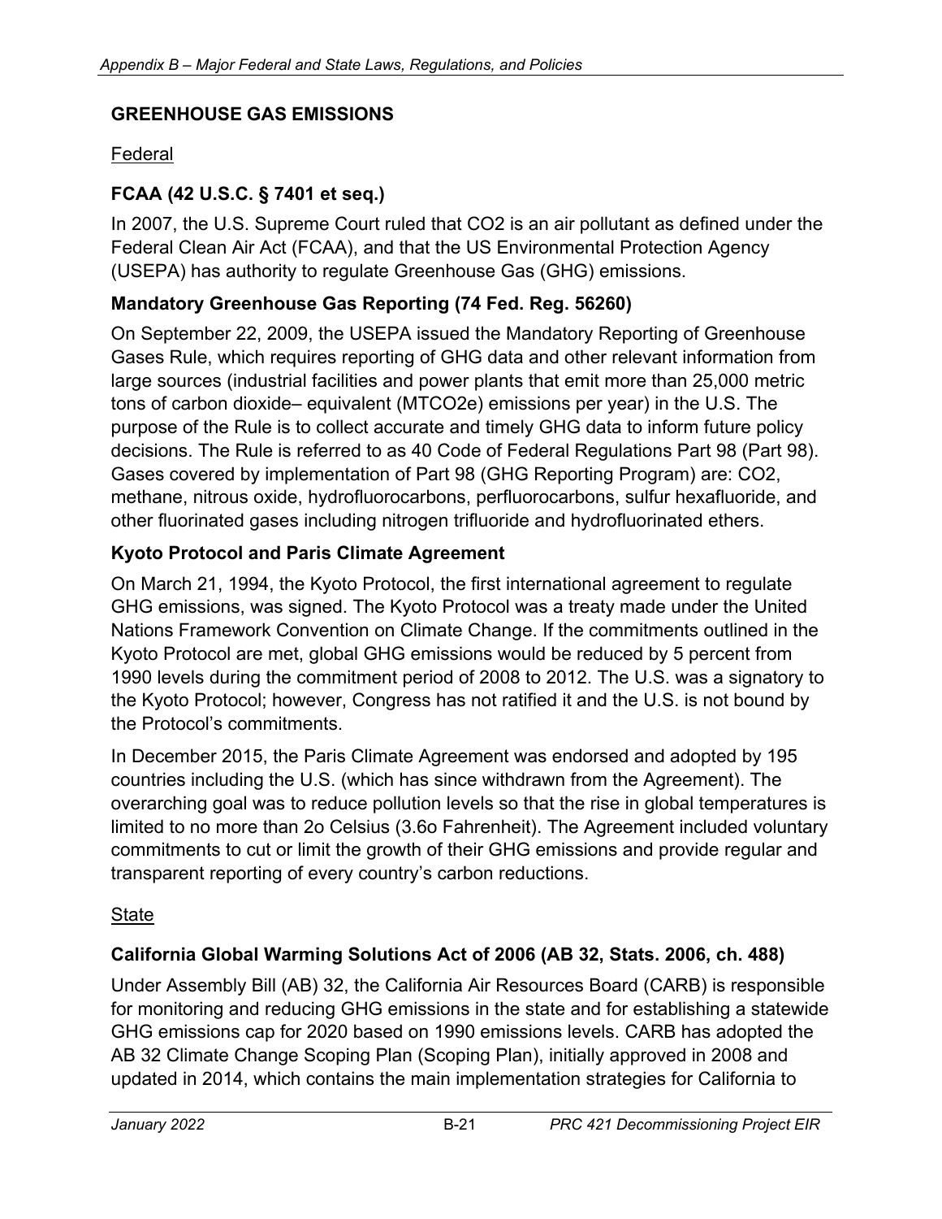## GREENHOUSE GAS EMISSIONS

Federal

### FCAA (42 U.S.C. § 7401 et seq.)

In 2007, the U.S. Supreme Court ruled that CO2 is an air pollutant as defined under the Federal Clean Air Act (FCAA), and that the US Environmental Protection Agency (USEPA) has authority to regulate Greenhouse Gas (GHG) emissions.

### Mandatory Greenhouse Gas Reporting (74 Fed. Reg. 56260)

On September 22, 2009, the USEPA issued the Mandatory Reporting of Greenhouse Gases Rule, which requires reporting of GHG data and other relevant information from large sources (industrial facilities and power plants that emit more than 25,000 metric tons of carbon dioxide– equivalent (MTCO2e) emissions per year) in the U.S. The purpose of the Rule is to collect accurate and timely GHG data to inform future policy decisions. The Rule is referred to as 40 Code of Federal Regulations Part 98 (Part 98). Gases covered by implementation of Part 98 (GHG Reporting Program) are: CO2, methane, nitrous oxide, hydrofluorocarbons, perfluorocarbons, sulfur hexafluoride, and other fluorinated gases including nitrogen trifluoride and hydrofluorinated ethers.

### Kyoto Protocol and Paris Climate Agreement

On March 21, 1994, the Kyoto Protocol, the first international agreement to regulate GHG emissions, was signed. The Kyoto Protocol was a treaty made under the United Nations Framework Convention on Climate Change. If the commitments outlined in the Kyoto Protocol are met, global GHG emissions would be reduced by 5 percent from 1990 levels during the commitment period of 2008 to 2012. The U.S. was a signatory to the Kyoto Protocol; however, Congress has not ratified it and the U.S. is not bound by the Protocol's commitments.

In December 2015, the Paris Climate Agreement was endorsed and adopted by 195 countries including the U.S. (which has since withdrawn from the Agreement). The overarching goal was to reduce pollution levels so that the rise in global temperatures is limited to no more than 2o Celsius (3.6o Fahrenheit). The Agreement included voluntary commitments to cut or limit the growth of their GHG emissions and provide regular and transparent reporting of every country's carbon reductions.

State

### California Global Warming Solutions Act of 2006 (AB 32, Stats. 2006, ch. 488)

Under Assembly Bill (AB) 32, the California Air Resources Board (CARB) is responsible for monitoring and reducing GHG emissions in the state and for establishing a statewide GHG emissions cap for 2020 based on 1990 emissions levels. CARB has adopted the AB 32 Climate Change Scoping Plan (Scoping Plan), initially approved in 2008 and updated in 2014, which contains the main implementation strategies for California to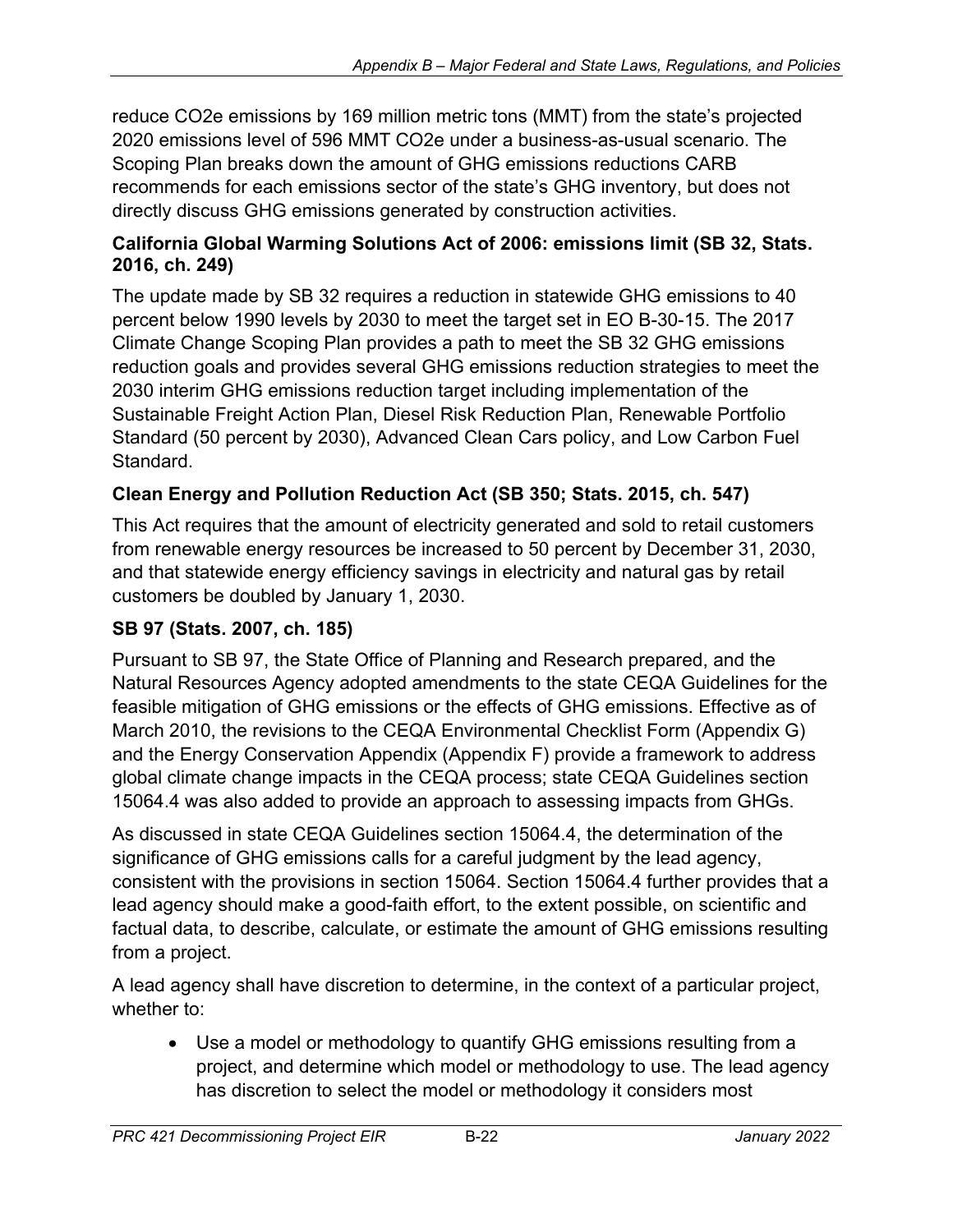reduce CO2e emissions by 169 million metric tons (MMT) from the state's projected 2020 emissions level of 596 MMT CO2e under a business-as-usual scenario. The Scoping Plan breaks down the amount of GHG emissions reductions CARB recommends for each emissions sector of the state's GHG inventory, but does not directly discuss GHG emissions generated by construction activities.

**California Global Warming Solutions Act of 2006: emissions limit (SB 32, Stats. 2016, ch. 249)**

The update made by SB 32 requires a reduction in statewide GHG emissions to 40 percent below 1990 levels by 2030 to meet the target set in EO B-30-15. The 2017 Climate Change Scoping Plan provides a path to meet the SB 32 GHG emissions reduction goals and provides several GHG emissions reduction strategies to meet the 2030 interim GHG emissions reduction target including implementation of the Sustainable Freight Action Plan, Diesel Risk Reduction Plan, Renewable Portfolio Standard (50 percent by 2030), Advanced Clean Cars policy, and Low Carbon Fuel Standard.

**Clean Energy and Pollution Reduction Act (SB 350; Stats. 2015, ch. 547)**

This Act requires that the amount of electricity generated and sold to retail customers from renewable energy resources be increased to 50 percent by December 31, 2030, and that statewide energy efficiency savings in electricity and natural gas by retail customers be doubled by January 1, 2030.

**SB 97 (Stats. 2007, ch. 185)**

Pursuant to SB 97, the State Office of Planning and Research prepared, and the Natural Resources Agency adopted amendments to the state CEQA Guidelines for the feasible mitigation of GHG emissions or the effects of GHG emissions. Effective as of March 2010, the revisions to the CEQA Environmental Checklist Form (Appendix G) and the Energy Conservation Appendix (Appendix F) provide a framework to address global climate change impacts in the CEQA process; state CEQA Guidelines section 15064.4 was also added to provide an approach to assessing impacts from GHGs.

As discussed in state CEQA Guidelines section 15064.4, the determination of the significance of GHG emissions calls for a careful judgment by the lead agency, consistent with the provisions in section 15064. Section 15064.4 further provides that a lead agency should make a good-faith effort, to the extent possible, on scientific and factual data, to describe, calculate, or estimate the amount of GHG emissions resulting from a project.

A lead agency shall have discretion to determine, in the context of a particular project, whether to:

- Use a model or methodology to quantify GHG emissions resulting from a project, and determine which model or methodology to use. The lead agency has discretion to select the model or methodology it considers most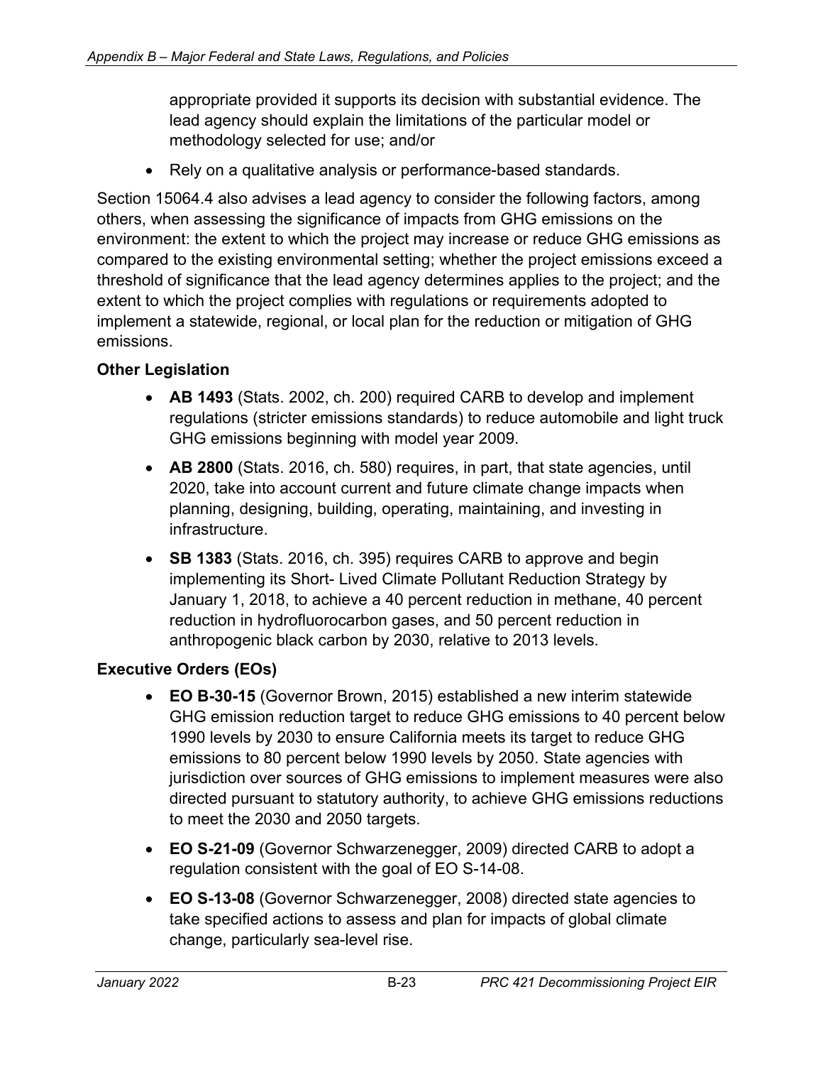appropriate provided it supports its decision with substantial evidence. The lead agency should explain the limitations of the particular model or methodology selected for use; and/or

- Rely on a qualitative analysis or performance-based standards.

Section 15064.4 also advises a lead agency to consider the following factors, among others, when assessing the significance of impacts from GHG emissions on the environment: the extent to which the project may increase or reduce GHG emissions as compared to the existing environmental setting; whether the project emissions exceed a threshold of significance that the lead agency determines applies to the project; and the extent to which the project complies with regulations or requirements adopted to implement a statewide, regional, or local plan for the reduction or mitigation of GHG emissions.

**Other Legislation**

- **AB 1493** (Stats. 2002, ch. 200) required CARB to develop and implement regulations (stricter emissions standards) to reduce automobile and light truck GHG emissions beginning with model year 2009.
- **AB 2800** (Stats. 2016, ch. 580) requires, in part, that state agencies, until 2020, take into account current and future climate change impacts when planning, designing, building, operating, maintaining, and investing in infrastructure.
- **SB 1383** (Stats. 2016, ch. 395) requires CARB to approve and begin implementing its Short- Lived Climate Pollutant Reduction Strategy by January 1, 2018, to achieve a 40 percent reduction in methane, 40 percent reduction in hydrofluorocarbon gases, and 50 percent reduction in anthropogenic black carbon by 2030, relative to 2013 levels.

**Executive Orders (EOs)**

- **EO B-30-15** (Governor Brown, 2015) established a new interim statewide GHG emission reduction target to reduce GHG emissions to 40 percent below 1990 levels by 2030 to ensure California meets its target to reduce GHG emissions to 80 percent below 1990 levels by 2050. State agencies with jurisdiction over sources of GHG emissions to implement measures were also directed pursuant to statutory authority, to achieve GHG emissions reductions to meet the 2030 and 2050 targets.
- **EO S-21-09** (Governor Schwarzenegger, 2009) directed CARB to adopt a regulation consistent with the goal of EO S-14-08.
- **EO S-13-08** (Governor Schwarzenegger, 2008) directed state agencies to take specified actions to assess and plan for impacts of global climate change, particularly sea-level rise.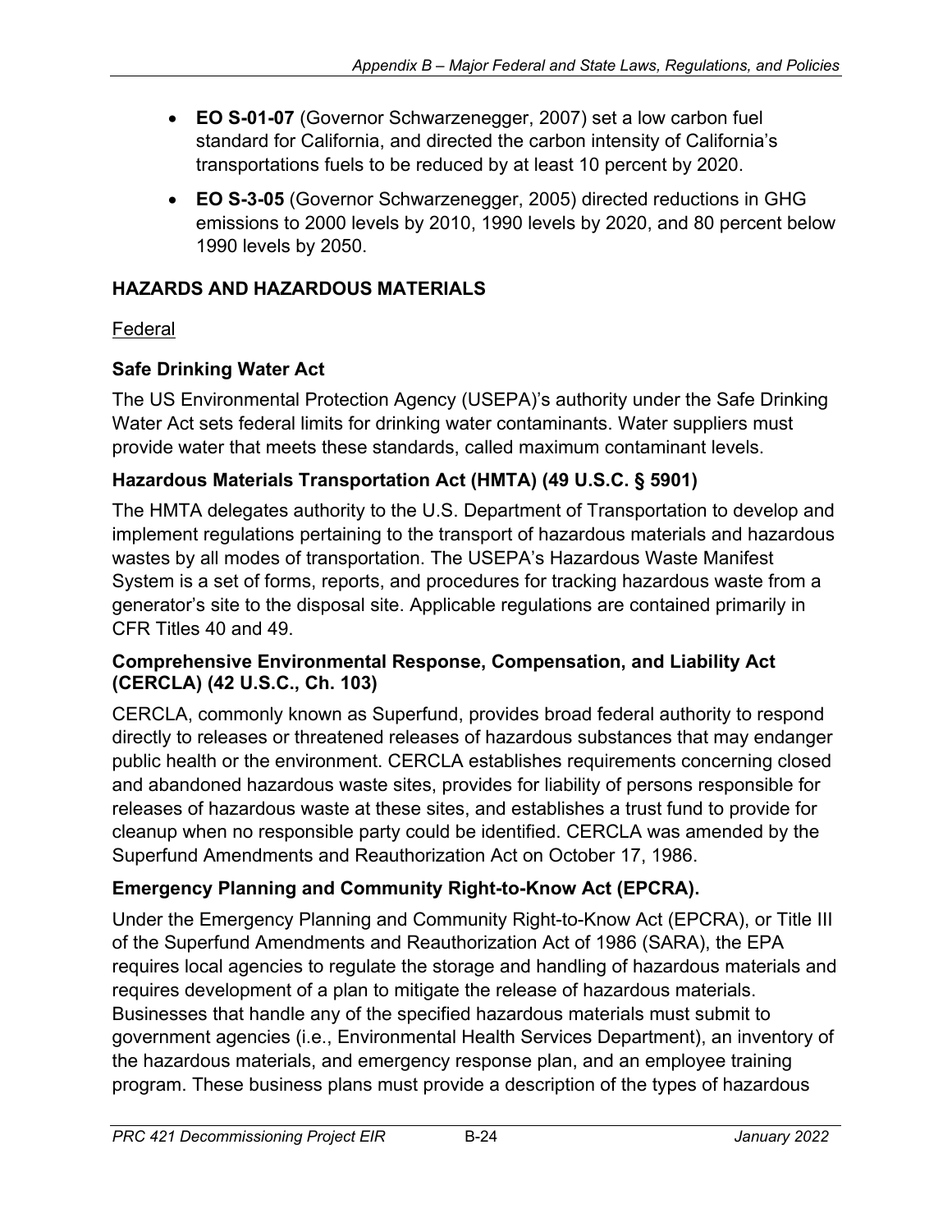- **EO S-01-07** (Governor Schwarzenegger, 2007) set a low carbon fuel standard for California, and directed the carbon intensity of California's transportations fuels to be reduced by at least 10 percent by 2020.
- **EO S-3-05** (Governor Schwarzenegger, 2005) directed reductions in GHG emissions to 2000 levels by 2010, 1990 levels by 2020, and 80 percent below 1990 levels by 2050.

## HAZARDS AND HAZARDOUS MATERIALS

Federal

### Safe Drinking Water Act

The US Environmental Protection Agency (USEPA)'s authority under the Safe Drinking Water Act sets federal limits for drinking water contaminants. Water suppliers must provide water that meets these standards, called maximum contaminant levels.

### Hazardous Materials Transportation Act (HMTA) (49 U.S.C. § 5901)

The HMTA delegates authority to the U.S. Department of Transportation to develop and implement regulations pertaining to the transport of hazardous materials and hazardous wastes by all modes of transportation. The USEPA's Hazardous Waste Manifest System is a set of forms, reports, and procedures for tracking hazardous waste from a generator's site to the disposal site. Applicable regulations are contained primarily in CFR Titles 40 and 49.

### Comprehensive Environmental Response, Compensation, and Liability Act (CERCLA) (42 U.S.C., Ch. 103)

CERCLA, commonly known as Superfund, provides broad federal authority to respond directly to releases or threatened releases of hazardous substances that may endanger public health or the environment. CERCLA establishes requirements concerning closed and abandoned hazardous waste sites, provides for liability of persons responsible for releases of hazardous waste at these sites, and establishes a trust fund to provide for cleanup when no responsible party could be identified. CERCLA was amended by the Superfund Amendments and Reauthorization Act on October 17, 1986.

### Emergency Planning and Community Right-to-Know Act (EPCRA).

Under the Emergency Planning and Community Right-to-Know Act (EPCRA), or Title III of the Superfund Amendments and Reauthorization Act of 1986 (SARA), the EPA requires local agencies to regulate the storage and handling of hazardous materials and requires development of a plan to mitigate the release of hazardous materials. Businesses that handle any of the specified hazardous materials must submit to government agencies (i.e., Environmental Health Services Department), an inventory of the hazardous materials, and emergency response plan, and an employee training program. These business plans must provide a description of the types of hazardous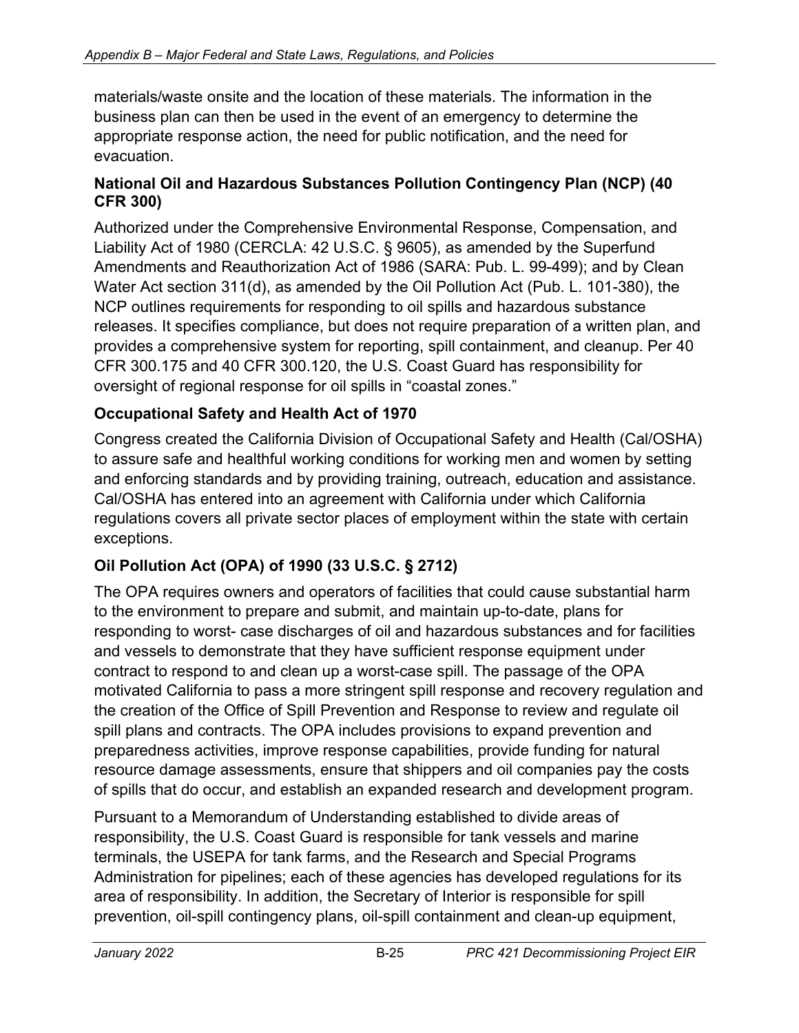materials/waste onsite and the location of these materials. The information in the business plan can then be used in the event of an emergency to determine the appropriate response action, the need for public notification, and the need for evacuation.

### National Oil and Hazardous Substances Pollution Contingency Plan (NCP) (40 CFR 300)

Authorized under the Comprehensive Environmental Response, Compensation, and Liability Act of 1980 (CERCLA: 42 U.S.C. § 9605), as amended by the Superfund Amendments and Reauthorization Act of 1986 (SARA: Pub. L. 99-499); and by Clean Water Act section 311(d), as amended by the Oil Pollution Act (Pub. L. 101-380), the NCP outlines requirements for responding to oil spills and hazardous substance releases. It specifies compliance, but does not require preparation of a written plan, and provides a comprehensive system for reporting, spill containment, and cleanup. Per 40 CFR 300.175 and 40 CFR 300.120, the U.S. Coast Guard has responsibility for oversight of regional response for oil spills in "coastal zones."

### Occupational Safety and Health Act of 1970

Congress created the California Division of Occupational Safety and Health (Cal/OSHA) to assure safe and healthful working conditions for working men and women by setting and enforcing standards and by providing training, outreach, education and assistance. Cal/OSHA has entered into an agreement with California under which California regulations covers all private sector places of employment within the state with certain exceptions.

### Oil Pollution Act (OPA) of 1990 (33 U.S.C. § 2712)

The OPA requires owners and operators of facilities that could cause substantial harm to the environment to prepare and submit, and maintain up-to-date, plans for responding to worst- case discharges of oil and hazardous substances and for facilities and vessels to demonstrate that they have sufficient response equipment under contract to respond to and clean up a worst-case spill. The passage of the OPA motivated California to pass a more stringent spill response and recovery regulation and the creation of the Office of Spill Prevention and Response to review and regulate oil spill plans and contracts. The OPA includes provisions to expand prevention and preparedness activities, improve response capabilities, provide funding for natural resource damage assessments, ensure that shippers and oil companies pay the costs of spills that do occur, and establish an expanded research and development program.

Pursuant to a Memorandum of Understanding established to divide areas of responsibility, the U.S. Coast Guard is responsible for tank vessels and marine terminals, the USEPA for tank farms, and the Research and Special Programs Administration for pipelines; each of these agencies has developed regulations for its area of responsibility. In addition, the Secretary of Interior is responsible for spill prevention, oil-spill contingency plans, oil-spill containment and clean-up equipment,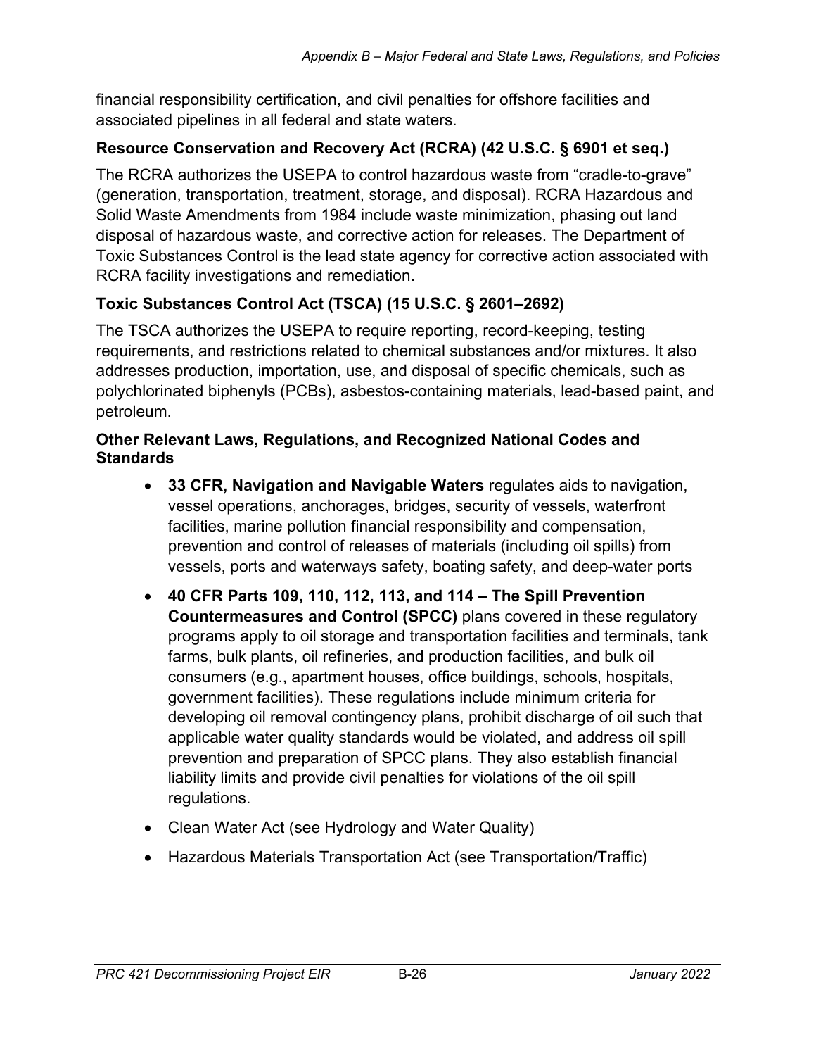financial responsibility certification, and civil penalties for offshore facilities and associated pipelines in all federal and state waters.

### Resource Conservation and Recovery Act (RCRA) (42 U.S.C. § 6901 et seq.)

The RCRA authorizes the USEPA to control hazardous waste from "cradle-to-grave" (generation, transportation, treatment, storage, and disposal). RCRA Hazardous and Solid Waste Amendments from 1984 include waste minimization, phasing out land disposal of hazardous waste, and corrective action for releases. The Department of Toxic Substances Control is the lead state agency for corrective action associated with RCRA facility investigations and remediation.

### Toxic Substances Control Act (TSCA) (15 U.S.C. § 2601–2692)

The TSCA authorizes the USEPA to require reporting, record-keeping, testing requirements, and restrictions related to chemical substances and/or mixtures. It also addresses production, importation, use, and disposal of specific chemicals, such as polychlorinated biphenyls (PCBs), asbestos-containing materials, lead-based paint, and petroleum.

### Other Relevant Laws, Regulations, and Recognized National Codes and Standards

- **33 CFR, Navigation and Navigable Waters** regulates aids to navigation, vessel operations, anchorages, bridges, security of vessels, waterfront facilities, marine pollution financial responsibility and compensation, prevention and control of releases of materials (including oil spills) from vessels, ports and waterways safety, boating safety, and deep-water ports
- **40 CFR Parts 109, 110, 112, 113, and 114 – The Spill Prevention Countermeasures and Control (SPCC)** plans covered in these regulatory programs apply to oil storage and transportation facilities and terminals, tank farms, bulk plants, oil refineries, and production facilities, and bulk oil consumers (e.g., apartment houses, office buildings, schools, hospitals, government facilities). These regulations include minimum criteria for developing oil removal contingency plans, prohibit discharge of oil such that applicable water quality standards would be violated, and address oil spill prevention and preparation of SPCC plans. They also establish financial liability limits and provide civil penalties for violations of the oil spill regulations.
- Clean Water Act (see Hydrology and Water Quality)
- Hazardous Materials Transportation Act (see Transportation/Traffic)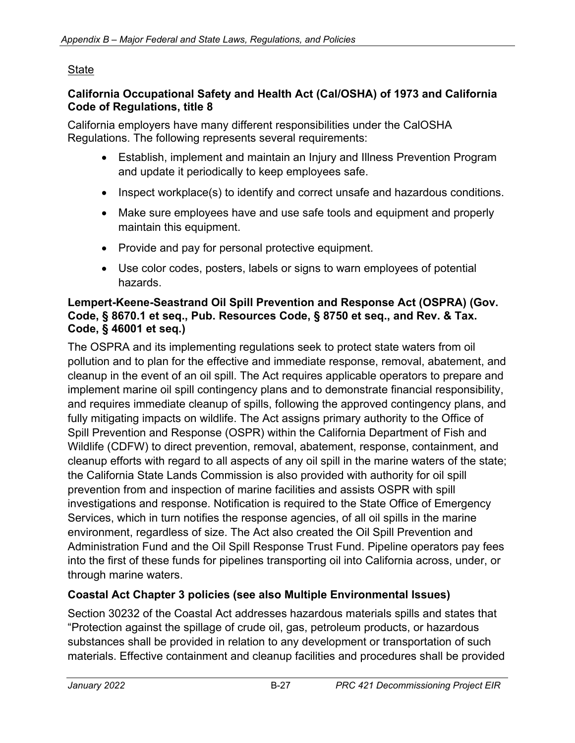## State

### California Occupational Safety and Health Act (Cal/OSHA) of 1973 and California Code of Regulations, title 8

California employers have many different responsibilities under the CalOSHA Regulations. The following represents several requirements:

- Establish, implement and maintain an Injury and Illness Prevention Program and update it periodically to keep employees safe.
- Inspect workplace(s) to identify and correct unsafe and hazardous conditions.
- Make sure employees have and use safe tools and equipment and properly maintain this equipment.
- Provide and pay for personal protective equipment.
- Use color codes, posters, labels or signs to warn employees of potential hazards.

### Lempert-Keene-Seastrand Oil Spill Prevention and Response Act (OSPRA) (Gov. Code, § 8670.1 et seq., Pub. Resources Code, § 8750 et seq., and Rev. & Tax. Code, § 46001 et seq.)

The OSPRA and its implementing regulations seek to protect state waters from oil pollution and to plan for the effective and immediate response, removal, abatement, and cleanup in the event of an oil spill. The Act requires applicable operators to prepare and implement marine oil spill contingency plans and to demonstrate financial responsibility, and requires immediate cleanup of spills, following the approved contingency plans, and fully mitigating impacts on wildlife. The Act assigns primary authority to the Office of Spill Prevention and Response (OSPR) within the California Department of Fish and Wildlife (CDFW) to direct prevention, removal, abatement, response, containment, and cleanup efforts with regard to all aspects of any oil spill in the marine waters of the state; the California State Lands Commission is also provided with authority for oil spill prevention from and inspection of marine facilities and assists OSPR with spill investigations and response. Notification is required to the State Office of Emergency Services, which in turn notifies the response agencies, of all oil spills in the marine environment, regardless of size. The Act also created the Oil Spill Prevention and Administration Fund and the Oil Spill Response Trust Fund. Pipeline operators pay fees into the first of these funds for pipelines transporting oil into California across, under, or through marine waters.

### Coastal Act Chapter 3 policies (see also Multiple Environmental Issues)

Section 30232 of the Coastal Act addresses hazardous materials spills and states that "Protection against the spillage of crude oil, gas, petroleum products, or hazardous substances shall be provided in relation to any development or transportation of such materials. Effective containment and cleanup facilities and procedures shall be provided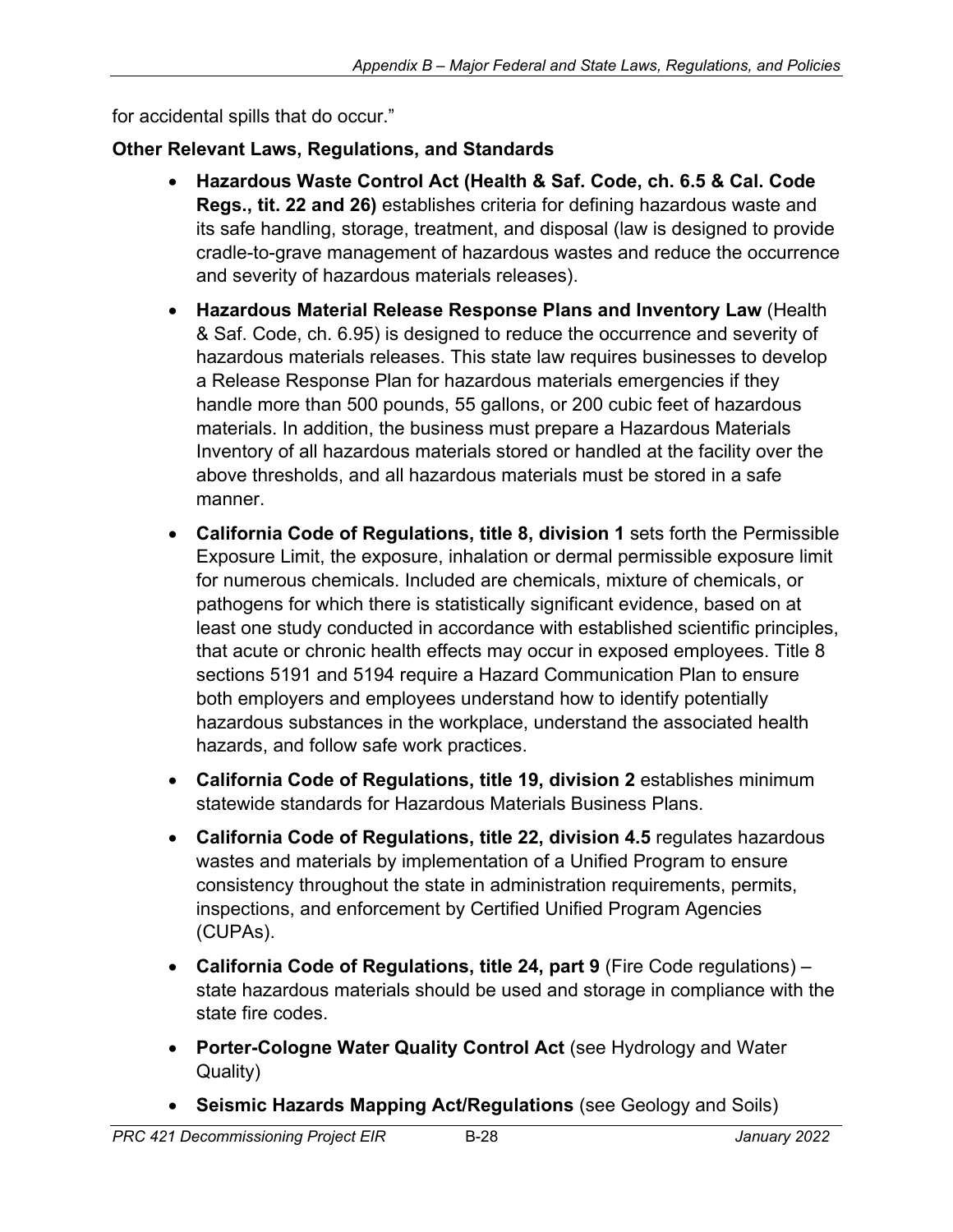for accidental spills that do occur."

**Other Relevant Laws, Regulations, and Standards**

- **Hazardous Waste Control Act (Health & Saf. Code, ch. 6.5 & Cal. Code Regs., tit. 22 and 26)** establishes criteria for defining hazardous waste and its safe handling, storage, treatment, and disposal (law is designed to provide cradle-to-grave management of hazardous wastes and reduce the occurrence and severity of hazardous materials releases).
- **Hazardous Material Release Response Plans and Inventory Law** (Health & Saf. Code, ch. 6.95) is designed to reduce the occurrence and severity of hazardous materials releases. This state law requires businesses to develop a Release Response Plan for hazardous materials emergencies if they handle more than 500 pounds, 55 gallons, or 200 cubic feet of hazardous materials. In addition, the business must prepare a Hazardous Materials Inventory of all hazardous materials stored or handled at the facility over the above thresholds, and all hazardous materials must be stored in a safe manner.
- **California Code of Regulations, title 8, division 1** sets forth the Permissible Exposure Limit, the exposure, inhalation or dermal permissible exposure limit for numerous chemicals. Included are chemicals, mixture of chemicals, or pathogens for which there is statistically significant evidence, based on at least one study conducted in accordance with established scientific principles, that acute or chronic health effects may occur in exposed employees. Title 8 sections 5191 and 5194 require a Hazard Communication Plan to ensure both employers and employees understand how to identify potentially hazardous substances in the workplace, understand the associated health hazards, and follow safe work practices.
- **California Code of Regulations, title 19, division 2** establishes minimum statewide standards for Hazardous Materials Business Plans.
- **California Code of Regulations, title 22, division 4.5** regulates hazardous wastes and materials by implementation of a Unified Program to ensure consistency throughout the state in administration requirements, permits, inspections, and enforcement by Certified Unified Program Agencies (CUPAs).
- **California Code of Regulations, title 24, part 9** (Fire Code regulations) – state hazardous materials should be used and storage in compliance with the state fire codes.
- **Porter-Cologne Water Quality Control Act** (see Hydrology and Water Quality)
- **Seismic Hazards Mapping Act/Regulations** (see Geology and Soils)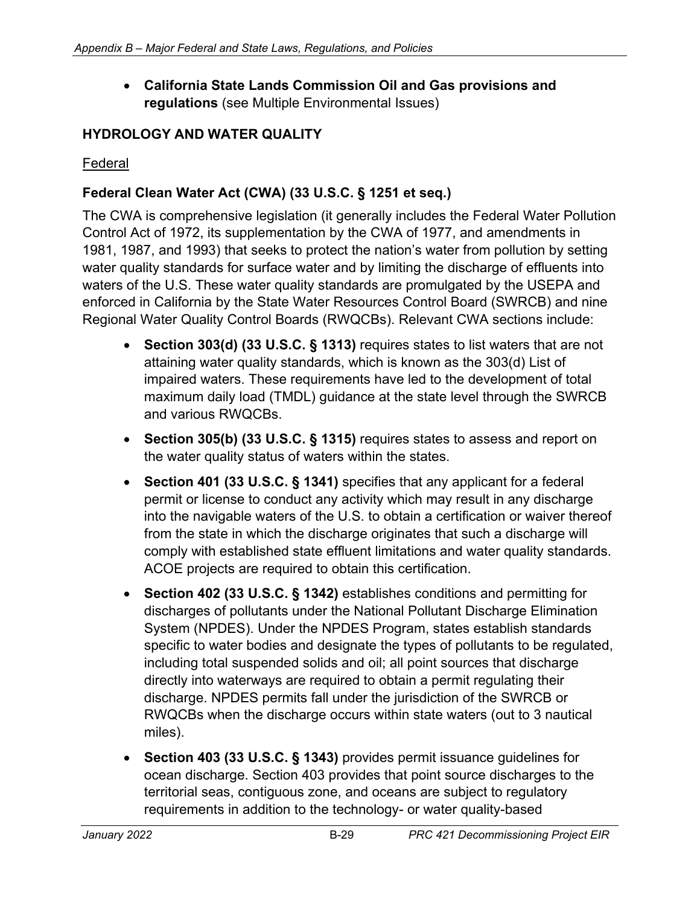- **California State Lands Commission Oil and Gas provisions and regulations** (see Multiple Environmental Issues)

## HYDROLOGY AND WATER QUALITY

Federal

### Federal Clean Water Act (CWA) (33 U.S.C. § 1251 et seq.)

The CWA is comprehensive legislation (it generally includes the Federal Water Pollution Control Act of 1972, its supplementation by the CWA of 1977, and amendments in 1981, 1987, and 1993) that seeks to protect the nation's water from pollution by setting water quality standards for surface water and by limiting the discharge of effluents into waters of the U.S. These water quality standards are promulgated by the USEPA and enforced in California by the State Water Resources Control Board (SWRCB) and nine Regional Water Quality Control Boards (RWQCBs). Relevant CWA sections include:

- **Section 303(d) (33 U.S.C. § 1313)** requires states to list waters that are not attaining water quality standards, which is known as the 303(d) List of impaired waters. These requirements have led to the development of total maximum daily load (TMDL) guidance at the state level through the SWRCB and various RWQCBs.
- **Section 305(b) (33 U.S.C. § 1315)** requires states to assess and report on the water quality status of waters within the states.
- **Section 401 (33 U.S.C. § 1341)** specifies that any applicant for a federal permit or license to conduct any activity which may result in any discharge into the navigable waters of the U.S. to obtain a certification or waiver thereof from the state in which the discharge originates that such a discharge will comply with established state effluent limitations and water quality standards. ACOE projects are required to obtain this certification.
- **Section 402 (33 U.S.C. § 1342)** establishes conditions and permitting for discharges of pollutants under the National Pollutant Discharge Elimination System (NPDES). Under the NPDES Program, states establish standards specific to water bodies and designate the types of pollutants to be regulated, including total suspended solids and oil; all point sources that discharge directly into waterways are required to obtain a permit regulating their discharge. NPDES permits fall under the jurisdiction of the SWRCB or RWQCBs when the discharge occurs within state waters (out to 3 nautical miles).
- **Section 403 (33 U.S.C. § 1343)** provides permit issuance guidelines for ocean discharge. Section 403 provides that point source discharges to the territorial seas, contiguous zone, and oceans are subject to regulatory requirements in addition to the technology- or water quality-based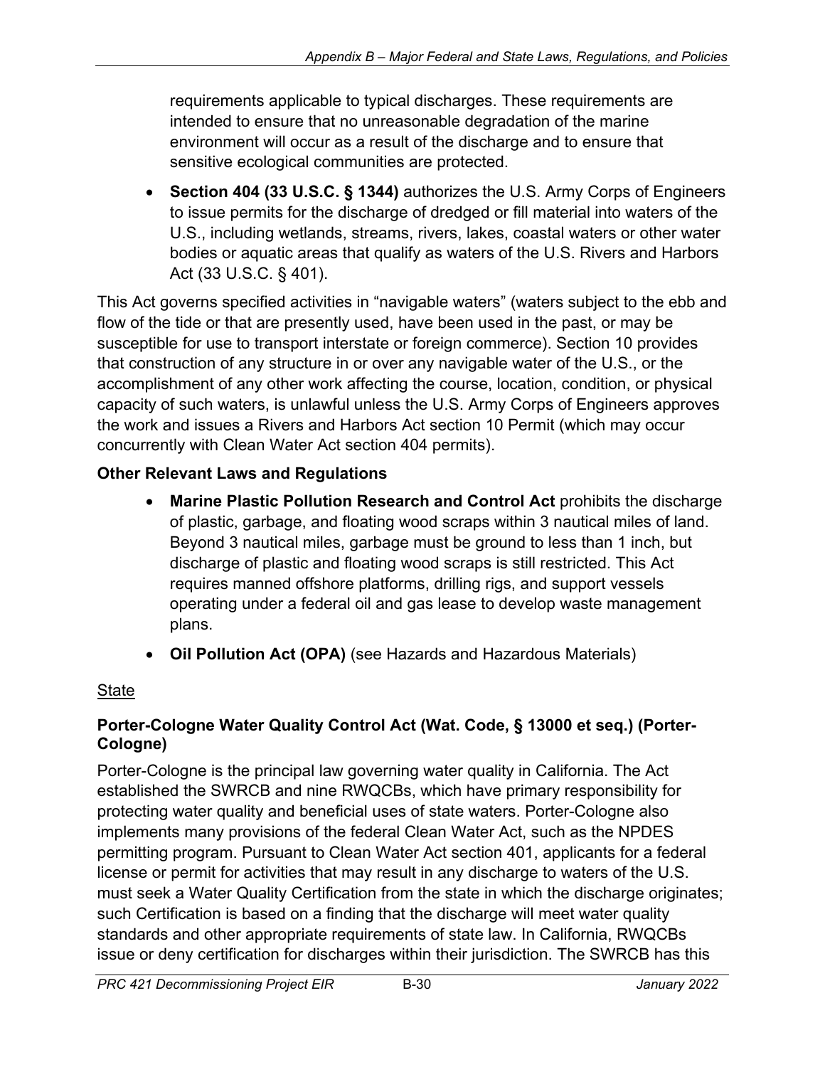requirements applicable to typical discharges. These requirements are intended to ensure that no unreasonable degradation of the marine environment will occur as a result of the discharge and to ensure that sensitive ecological communities are protected.

- **Section 404 (33 U.S.C. § 1344)** authorizes the U.S. Army Corps of Engineers to issue permits for the discharge of dredged or fill material into waters of the U.S., including wetlands, streams, rivers, lakes, coastal waters or other water bodies or aquatic areas that qualify as waters of the U.S. Rivers and Harbors Act (33 U.S.C. § 401).

This Act governs specified activities in "navigable waters" (waters subject to the ebb and flow of the tide or that are presently used, have been used in the past, or may be susceptible for use to transport interstate or foreign commerce). Section 10 provides that construction of any structure in or over any navigable water of the U.S., or the accomplishment of any other work affecting the course, location, condition, or physical capacity of such waters, is unlawful unless the U.S. Army Corps of Engineers approves the work and issues a Rivers and Harbors Act section 10 Permit (which may occur concurrently with Clean Water Act section 404 permits).

**Other Relevant Laws and Regulations**

- **Marine Plastic Pollution Research and Control Act** prohibits the discharge of plastic, garbage, and floating wood scraps within 3 nautical miles of land. Beyond 3 nautical miles, garbage must be ground to less than 1 inch, but discharge of plastic and floating wood scraps is still restricted. This Act requires manned offshore platforms, drilling rigs, and support vessels operating under a federal oil and gas lease to develop waste management plans.
- **Oil Pollution Act (OPA)** (see Hazards and Hazardous Materials)

<u>State</u>

**Porter-Cologne Water Quality Control Act (Wat. Code, § 13000 et seq.) (Porter-Cologne)**

Porter-Cologne is the principal law governing water quality in California. The Act established the SWRCB and nine RWQCBs, which have primary responsibility for protecting water quality and beneficial uses of state waters. Porter-Cologne also implements many provisions of the federal Clean Water Act, such as the NPDES permitting program. Pursuant to Clean Water Act section 401, applicants for a federal license or permit for activities that may result in any discharge to waters of the U.S. must seek a Water Quality Certification from the state in which the discharge originates; such Certification is based on a finding that the discharge will meet water quality standards and other appropriate requirements of state law. In California, RWQCBs issue or deny certification for discharges within their jurisdiction. The SWRCB has this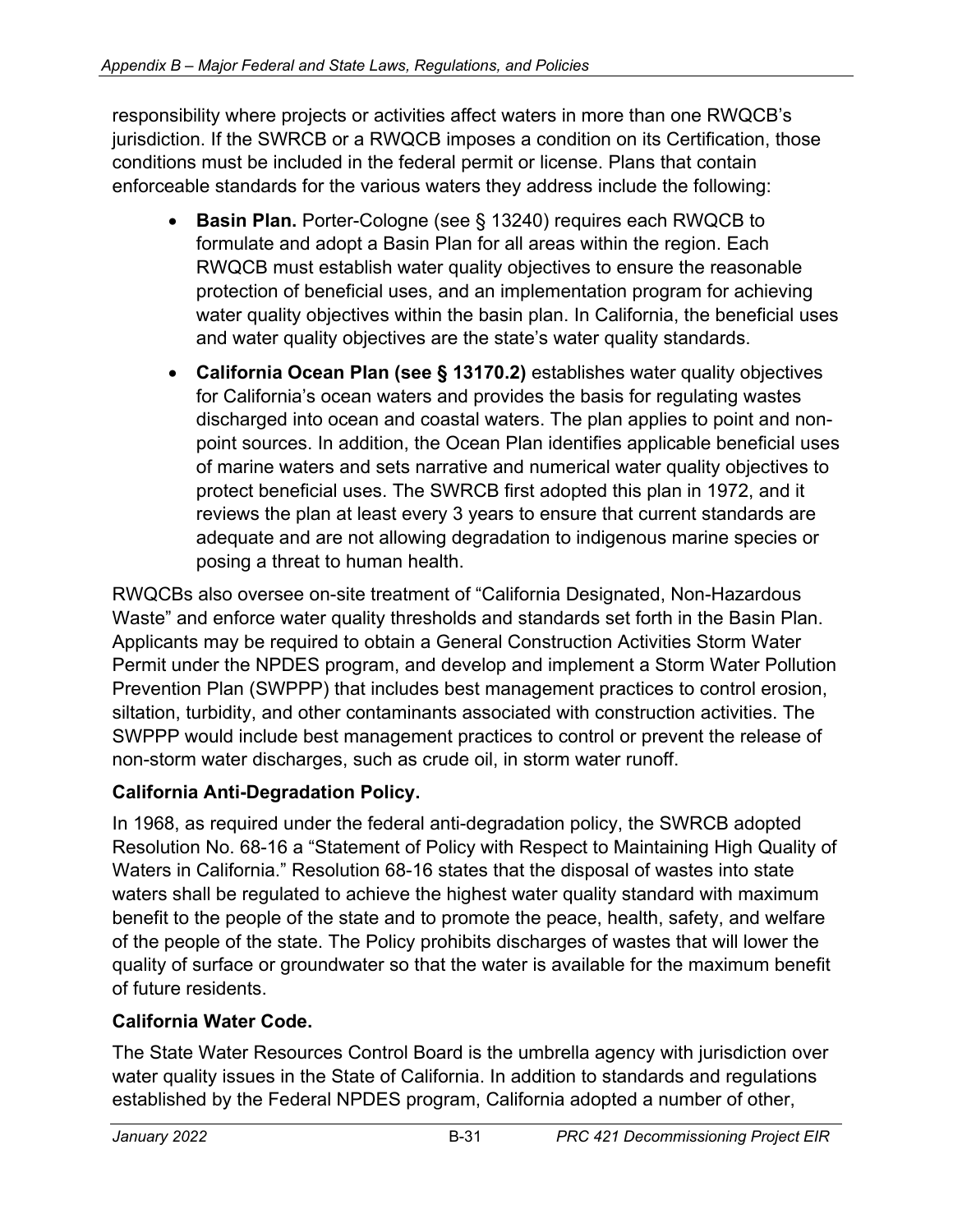responsibility where projects or activities affect waters in more than one RWQCB's jurisdiction. If the SWRCB or a RWQCB imposes a condition on its Certification, those conditions must be included in the federal permit or license. Plans that contain enforceable standards for the various waters they address include the following:

- **Basin Plan.** Porter-Cologne (see § 13240) requires each RWQCB to formulate and adopt a Basin Plan for all areas within the region. Each RWQCB must establish water quality objectives to ensure the reasonable protection of beneficial uses, and an implementation program for achieving water quality objectives within the basin plan. In California, the beneficial uses and water quality objectives are the state's water quality standards.
- **California Ocean Plan (see § 13170.2)** establishes water quality objectives for California's ocean waters and provides the basis for regulating wastes discharged into ocean and coastal waters. The plan applies to point and non-point sources. In addition, the Ocean Plan identifies applicable beneficial uses of marine waters and sets narrative and numerical water quality objectives to protect beneficial uses. The SWRCB first adopted this plan in 1972, and it reviews the plan at least every 3 years to ensure that current standards are adequate and are not allowing degradation to indigenous marine species or posing a threat to human health.

RWQCBs also oversee on-site treatment of "California Designated, Non-Hazardous Waste" and enforce water quality thresholds and standards set forth in the Basin Plan. Applicants may be required to obtain a General Construction Activities Storm Water Permit under the NPDES program, and develop and implement a Storm Water Pollution Prevention Plan (SWPPP) that includes best management practices to control erosion, siltation, turbidity, and other contaminants associated with construction activities. The SWPPP would include best management practices to control or prevent the release of non-storm water discharges, such as crude oil, in storm water runoff.

**California Anti-Degradation Policy.**

In 1968, as required under the federal anti-degradation policy, the SWRCB adopted Resolution No. 68-16 a "Statement of Policy with Respect to Maintaining High Quality of Waters in California." Resolution 68-16 states that the disposal of wastes into state waters shall be regulated to achieve the highest water quality standard with maximum benefit to the people of the state and to promote the peace, health, safety, and welfare of the people of the state. The Policy prohibits discharges of wastes that will lower the quality of surface or groundwater so that the water is available for the maximum benefit of future residents.

**California Water Code.**

The State Water Resources Control Board is the umbrella agency with jurisdiction over water quality issues in the State of California. In addition to standards and regulations established by the Federal NPDES program, California adopted a number of other,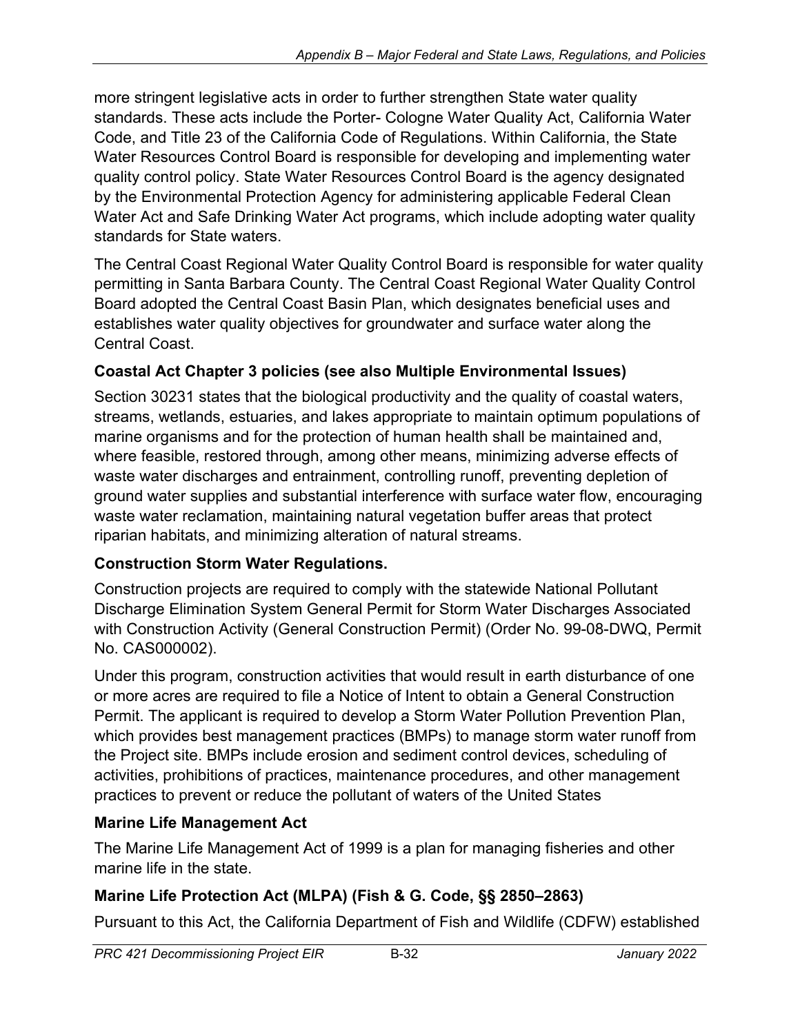more stringent legislative acts in order to further strengthen State water quality standards. These acts include the Porter- Cologne Water Quality Act, California Water Code, and Title 23 of the California Code of Regulations. Within California, the State Water Resources Control Board is responsible for developing and implementing water quality control policy. State Water Resources Control Board is the agency designated by the Environmental Protection Agency for administering applicable Federal Clean Water Act and Safe Drinking Water Act programs, which include adopting water quality standards for State waters.

The Central Coast Regional Water Quality Control Board is responsible for water quality permitting in Santa Barbara County. The Central Coast Regional Water Quality Control Board adopted the Central Coast Basin Plan, which designates beneficial uses and establishes water quality objectives for groundwater and surface water along the Central Coast.

**Coastal Act Chapter 3 policies (see also Multiple Environmental Issues)**

Section 30231 states that the biological productivity and the quality of coastal waters, streams, wetlands, estuaries, and lakes appropriate to maintain optimum populations of marine organisms and for the protection of human health shall be maintained and, where feasible, restored through, among other means, minimizing adverse effects of waste water discharges and entrainment, controlling runoff, preventing depletion of ground water supplies and substantial interference with surface water flow, encouraging waste water reclamation, maintaining natural vegetation buffer areas that protect riparian habitats, and minimizing alteration of natural streams.

**Construction Storm Water Regulations.**

Construction projects are required to comply with the statewide National Pollutant Discharge Elimination System General Permit for Storm Water Discharges Associated with Construction Activity (General Construction Permit) (Order No. 99-08-DWQ, Permit No. CAS000002).

Under this program, construction activities that would result in earth disturbance of one or more acres are required to file a Notice of Intent to obtain a General Construction Permit. The applicant is required to develop a Storm Water Pollution Prevention Plan, which provides best management practices (BMPs) to manage storm water runoff from the Project site. BMPs include erosion and sediment control devices, scheduling of activities, prohibitions of practices, maintenance procedures, and other management practices to prevent or reduce the pollutant of waters of the United States

**Marine Life Management Act**

The Marine Life Management Act of 1999 is a plan for managing fisheries and other marine life in the state.

**Marine Life Protection Act (MLPA) (Fish & G. Code, §§ 2850–2863)**

Pursuant to this Act, the California Department of Fish and Wildlife (CDFW) established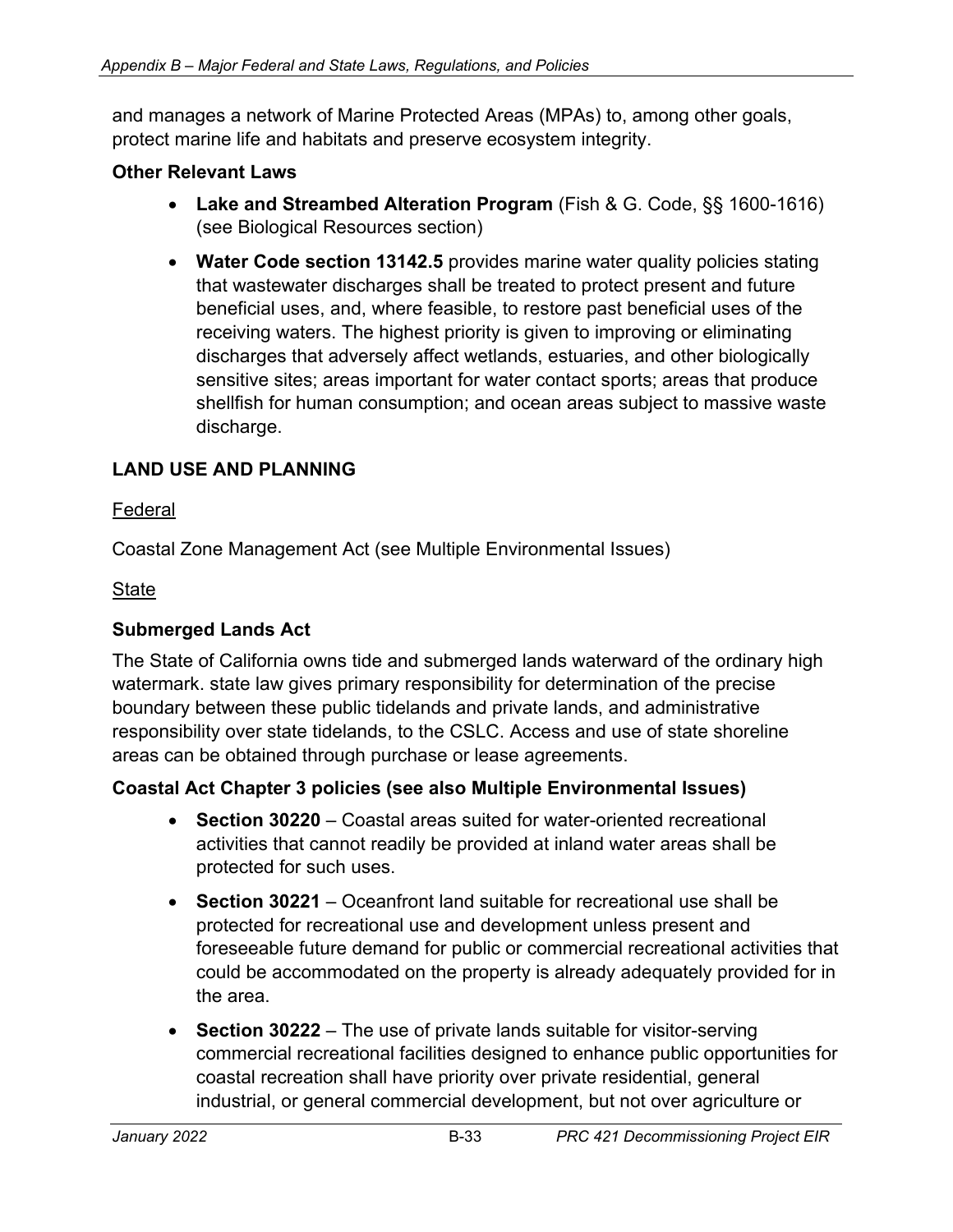and manages a network of Marine Protected Areas (MPAs) to, among other goals, protect marine life and habitats and preserve ecosystem integrity.

**Other Relevant Laws**

- **Lake and Streambed Alteration Program** (Fish & G. Code, §§ 1600-1616) (see Biological Resources section)
- **Water Code section 13142.5** provides marine water quality policies stating that wastewater discharges shall be treated to protect present and future beneficial uses, and, where feasible, to restore past beneficial uses of the receiving waters. The highest priority is given to improving or eliminating discharges that adversely affect wetlands, estuaries, and other biologically sensitive sites; areas important for water contact sports; areas that produce shellfish for human consumption; and ocean areas subject to massive waste discharge.

## LAND USE AND PLANNING

Federal

Coastal Zone Management Act (see Multiple Environmental Issues)

State

**Submerged Lands Act**

The State of California owns tide and submerged lands waterward of the ordinary high watermark. state law gives primary responsibility for determination of the precise boundary between these public tidelands and private lands, and administrative responsibility over state tidelands, to the CSLC. Access and use of state shoreline areas can be obtained through purchase or lease agreements.

**Coastal Act Chapter 3 policies (see also Multiple Environmental Issues)**

- **Section 30220** – Coastal areas suited for water-oriented recreational activities that cannot readily be provided at inland water areas shall be protected for such uses.
- **Section 30221** – Oceanfront land suitable for recreational use shall be protected for recreational use and development unless present and foreseeable future demand for public or commercial recreational activities that could be accommodated on the property is already adequately provided for in the area.
- **Section 30222** – The use of private lands suitable for visitor-serving commercial recreational facilities designed to enhance public opportunities for coastal recreation shall have priority over private residential, general industrial, or general commercial development, but not over agriculture or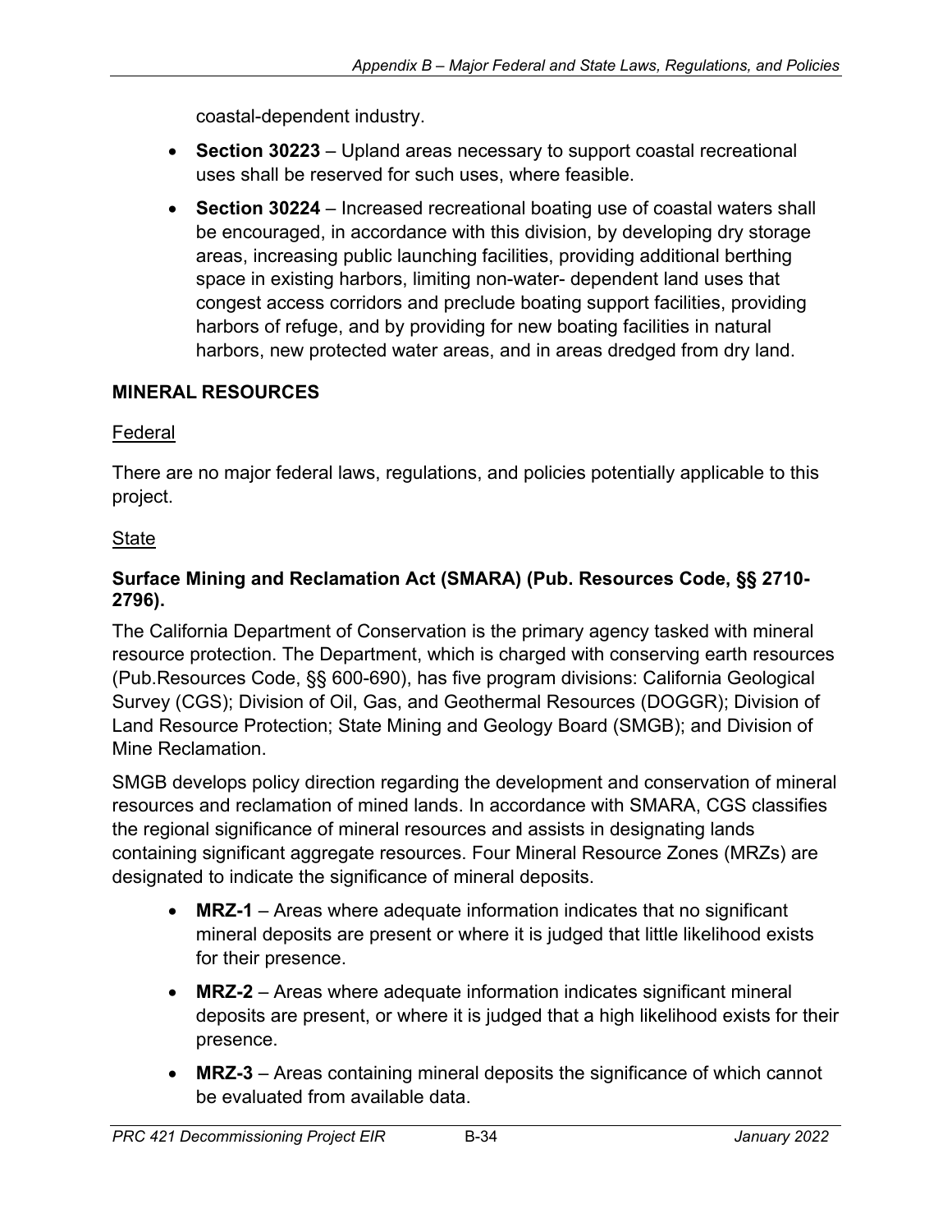coastal-dependent industry.

- **Section 30223** – Upland areas necessary to support coastal recreational uses shall be reserved for such uses, where feasible.
- **Section 30224** – Increased recreational boating use of coastal waters shall be encouraged, in accordance with this division, by developing dry storage areas, increasing public launching facilities, providing additional berthing space in existing harbors, limiting non-water- dependent land uses that congest access corridors and preclude boating support facilities, providing harbors of refuge, and by providing for new boating facilities in natural harbors, new protected water areas, and in areas dredged from dry land.

## MINERAL RESOURCES

### Federal

There are no major federal laws, regulations, and policies potentially applicable to this project.

### State

**Surface Mining and Reclamation Act (SMARA) (Pub. Resources Code, §§ 2710-2796).**

The California Department of Conservation is the primary agency tasked with mineral resource protection. The Department, which is charged with conserving earth resources (Pub.Resources Code, §§ 600-690), has five program divisions: California Geological Survey (CGS); Division of Oil, Gas, and Geothermal Resources (DOGGR); Division of Land Resource Protection; State Mining and Geology Board (SMGB); and Division of Mine Reclamation.

SMGB develops policy direction regarding the development and conservation of mineral resources and reclamation of mined lands. In accordance with SMARA, CGS classifies the regional significance of mineral resources and assists in designating lands containing significant aggregate resources. Four Mineral Resource Zones (MRZs) are designated to indicate the significance of mineral deposits.

- **MRZ-1** – Areas where adequate information indicates that no significant mineral deposits are present or where it is judged that little likelihood exists for their presence.
- **MRZ-2** – Areas where adequate information indicates significant mineral deposits are present, or where it is judged that a high likelihood exists for their presence.
- **MRZ-3** – Areas containing mineral deposits the significance of which cannot be evaluated from available data.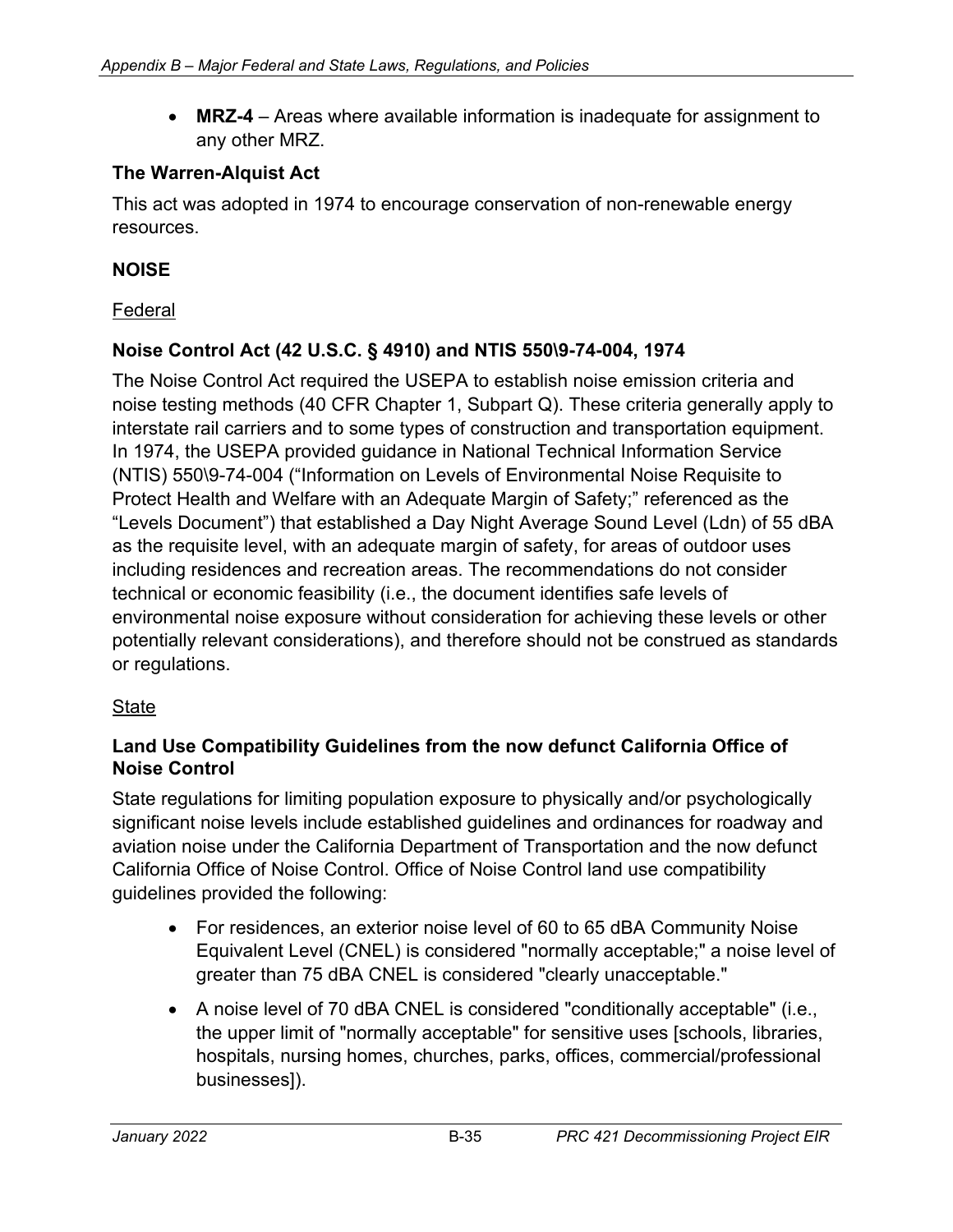- **MRZ-4** – Areas where available information is inadequate for assignment to any other MRZ.

### The Warren-Alquist Act

This act was adopted in 1974 to encourage conservation of non-renewable energy resources.

## NOISE

Federal

### Noise Control Act (42 U.S.C. § 4910) and NTIS 550\9-74-004, 1974

The Noise Control Act required the USEPA to establish noise emission criteria and noise testing methods (40 CFR Chapter 1, Subpart Q). These criteria generally apply to interstate rail carriers and to some types of construction and transportation equipment. In 1974, the USEPA provided guidance in National Technical Information Service (NTIS) 550\9-74-004 ("Information on Levels of Environmental Noise Requisite to Protect Health and Welfare with an Adequate Margin of Safety;" referenced as the "Levels Document") that established a Day Night Average Sound Level (Ldn) of 55 dBA as the requisite level, with an adequate margin of safety, for areas of outdoor uses including residences and recreation areas. The recommendations do not consider technical or economic feasibility (i.e., the document identifies safe levels of environmental noise exposure without consideration for achieving these levels or other potentially relevant considerations), and therefore should not be construed as standards or regulations.

State

### Land Use Compatibility Guidelines from the now defunct California Office of Noise Control

State regulations for limiting population exposure to physically and/or psychologically significant noise levels include established guidelines and ordinances for roadway and aviation noise under the California Department of Transportation and the now defunct California Office of Noise Control. Office of Noise Control land use compatibility guidelines provided the following:

- For residences, an exterior noise level of 60 to 65 dBA Community Noise Equivalent Level (CNEL) is considered "normally acceptable;" a noise level of greater than 75 dBA CNEL is considered "clearly unacceptable."
- A noise level of 70 dBA CNEL is considered "conditionally acceptable" (i.e., the upper limit of "normally acceptable" for sensitive uses [schools, libraries, hospitals, nursing homes, churches, parks, offices, commercial/professional businesses]).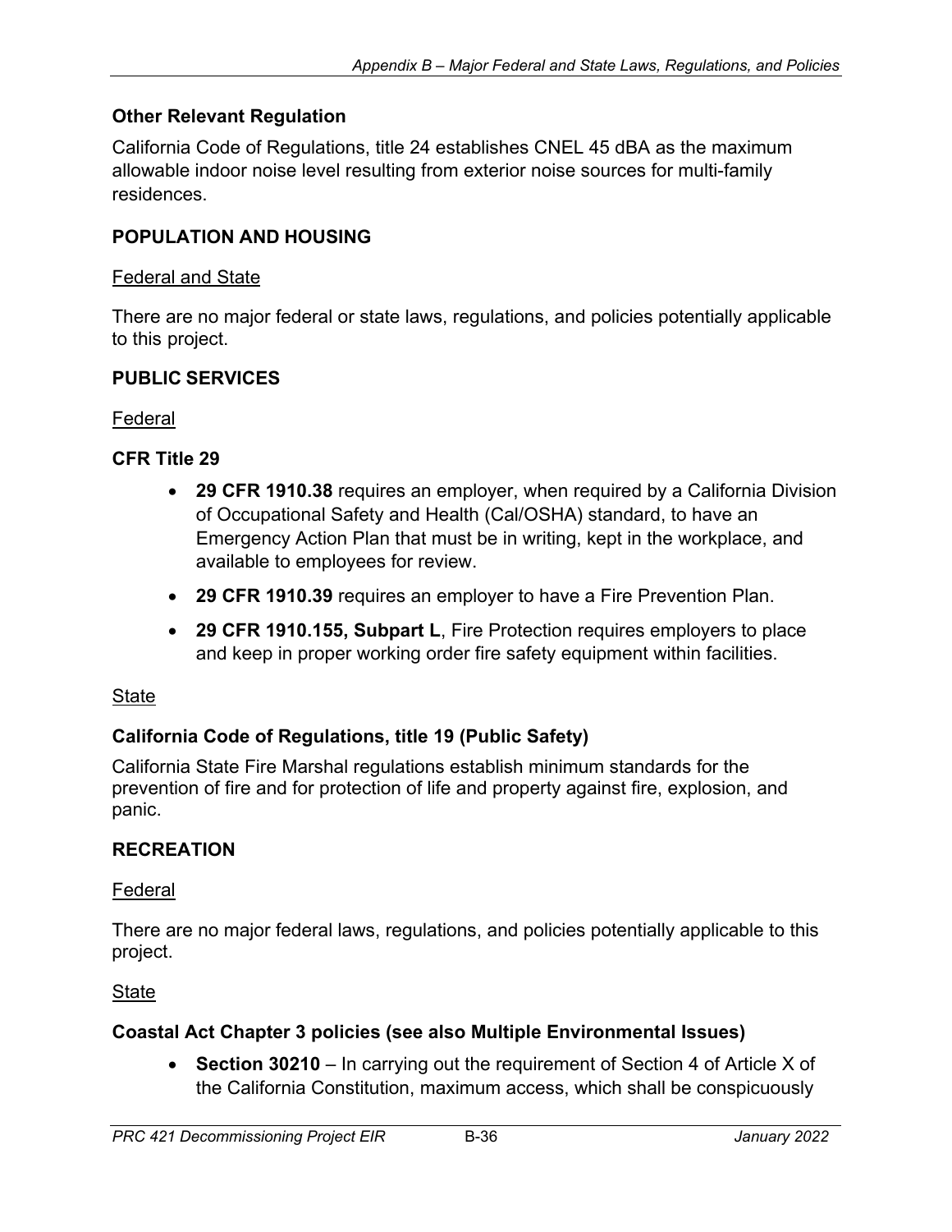### Other Relevant Regulation

California Code of Regulations, title 24 establishes CNEL 45 dBA as the maximum allowable indoor noise level resulting from exterior noise sources for multi-family residences.

## POPULATION AND HOUSING

Federal and State

There are no major federal or state laws, regulations, and policies potentially applicable to this project.

## PUBLIC SERVICES

Federal

### CFR Title 29

- **29 CFR 1910.38** requires an employer, when required by a California Division of Occupational Safety and Health (Cal/OSHA) standard, to have an Emergency Action Plan that must be in writing, kept in the workplace, and available to employees for review.
- **29 CFR 1910.39** requires an employer to have a Fire Prevention Plan.
- **29 CFR 1910.155, Subpart L**, Fire Protection requires employers to place and keep in proper working order fire safety equipment within facilities.

State

### California Code of Regulations, title 19 (Public Safety)

California State Fire Marshal regulations establish minimum standards for the prevention of fire and for protection of life and property against fire, explosion, and panic.

## RECREATION

Federal

There are no major federal laws, regulations, and policies potentially applicable to this project.

State

### Coastal Act Chapter 3 policies (see also Multiple Environmental Issues)

- **Section 30210** – In carrying out the requirement of Section 4 of Article X of the California Constitution, maximum access, which shall be conspicuously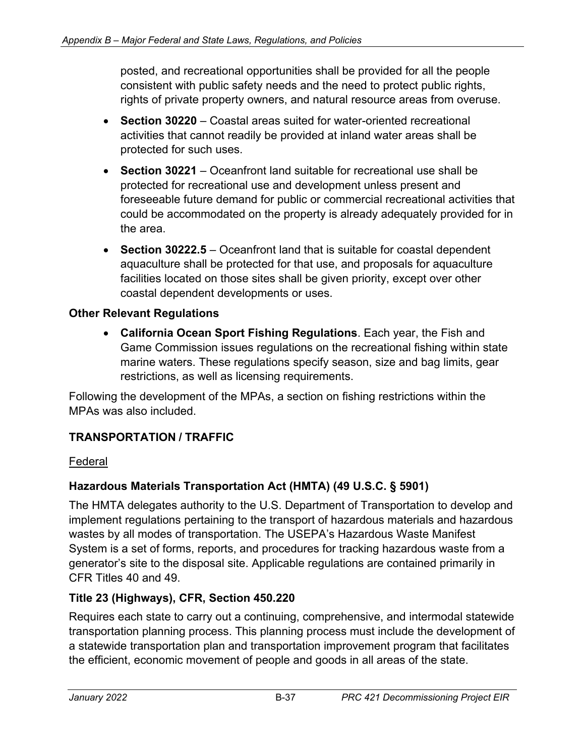posted, and recreational opportunities shall be provided for all the people consistent with public safety needs and the need to protect public rights, rights of private property owners, and natural resource areas from overuse.

- **Section 30220** – Coastal areas suited for water-oriented recreational activities that cannot readily be provided at inland water areas shall be protected for such uses.
- **Section 30221** – Oceanfront land suitable for recreational use shall be protected for recreational use and development unless present and foreseeable future demand for public or commercial recreational activities that could be accommodated on the property is already adequately provided for in the area.
- **Section 30222.5** – Oceanfront land that is suitable for coastal dependent aquaculture shall be protected for that use, and proposals for aquaculture facilities located on those sites shall be given priority, except over other coastal dependent developments or uses.

**Other Relevant Regulations**

- **California Ocean Sport Fishing Regulations**. Each year, the Fish and Game Commission issues regulations on the recreational fishing within state marine waters. These regulations specify season, size and bag limits, gear restrictions, as well as licensing requirements.

Following the development of the MPAs, a section on fishing restrictions within the MPAs was also included.

## TRANSPORTATION / TRAFFIC

Federal

### Hazardous Materials Transportation Act (HMTA) (49 U.S.C. § 5901)

The HMTA delegates authority to the U.S. Department of Transportation to develop and implement regulations pertaining to the transport of hazardous materials and hazardous wastes by all modes of transportation. The USEPA's Hazardous Waste Manifest System is a set of forms, reports, and procedures for tracking hazardous waste from a generator's site to the disposal site. Applicable regulations are contained primarily in CFR Titles 40 and 49.

### Title 23 (Highways), CFR, Section 450.220

Requires each state to carry out a continuing, comprehensive, and intermodal statewide transportation planning process. This planning process must include the development of a statewide transportation plan and transportation improvement program that facilitates the efficient, economic movement of people and goods in all areas of the state.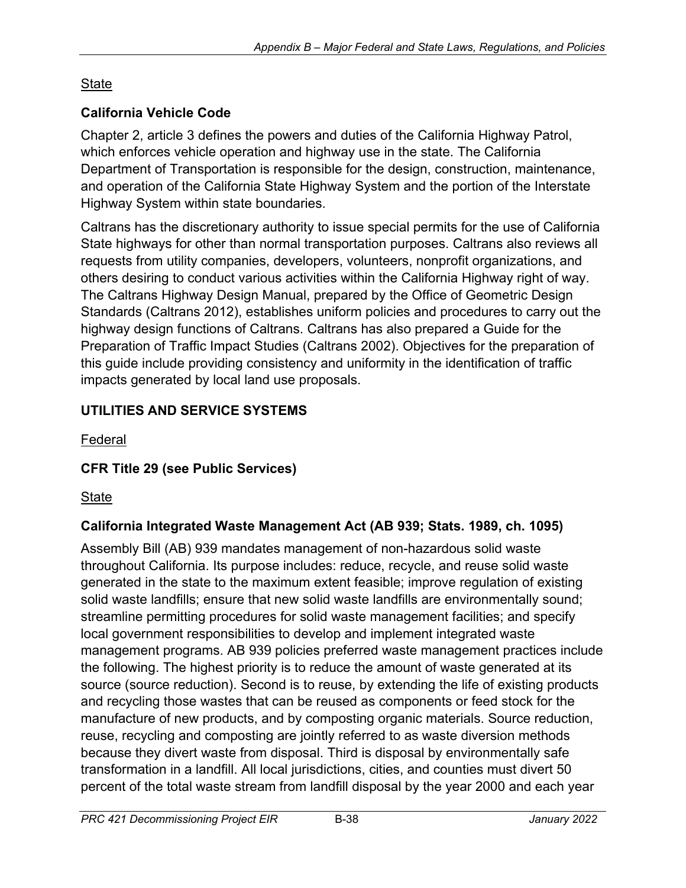State

### California Vehicle Code

Chapter 2, article 3 defines the powers and duties of the California Highway Patrol, which enforces vehicle operation and highway use in the state. The California Department of Transportation is responsible for the design, construction, maintenance, and operation of the California State Highway System and the portion of the Interstate Highway System within state boundaries.

Caltrans has the discretionary authority to issue special permits for the use of California State highways for other than normal transportation purposes. Caltrans also reviews all requests from utility companies, developers, volunteers, nonprofit organizations, and others desiring to conduct various activities within the California Highway right of way. The Caltrans Highway Design Manual, prepared by the Office of Geometric Design Standards (Caltrans 2012), establishes uniform policies and procedures to carry out the highway design functions of Caltrans. Caltrans has also prepared a Guide for the Preparation of Traffic Impact Studies (Caltrans 2002). Objectives for the preparation of this guide include providing consistency and uniformity in the identification of traffic impacts generated by local land use proposals.

## UTILITIES AND SERVICE SYSTEMS

Federal

### CFR Title 29 (see Public Services)

State

### California Integrated Waste Management Act (AB 939; Stats. 1989, ch. 1095)

Assembly Bill (AB) 939 mandates management of non-hazardous solid waste throughout California. Its purpose includes: reduce, recycle, and reuse solid waste generated in the state to the maximum extent feasible; improve regulation of existing solid waste landfills; ensure that new solid waste landfills are environmentally sound; streamline permitting procedures for solid waste management facilities; and specify local government responsibilities to develop and implement integrated waste management programs. AB 939 policies preferred waste management practices include the following. The highest priority is to reduce the amount of waste generated at its source (source reduction). Second is to reuse, by extending the life of existing products and recycling those wastes that can be reused as components or feed stock for the manufacture of new products, and by composting organic materials. Source reduction, reuse, recycling and composting are jointly referred to as waste diversion methods because they divert waste from disposal. Third is disposal by environmentally safe transformation in a landfill. All local jurisdictions, cities, and counties must divert 50 percent of the total waste stream from landfill disposal by the year 2000 and each year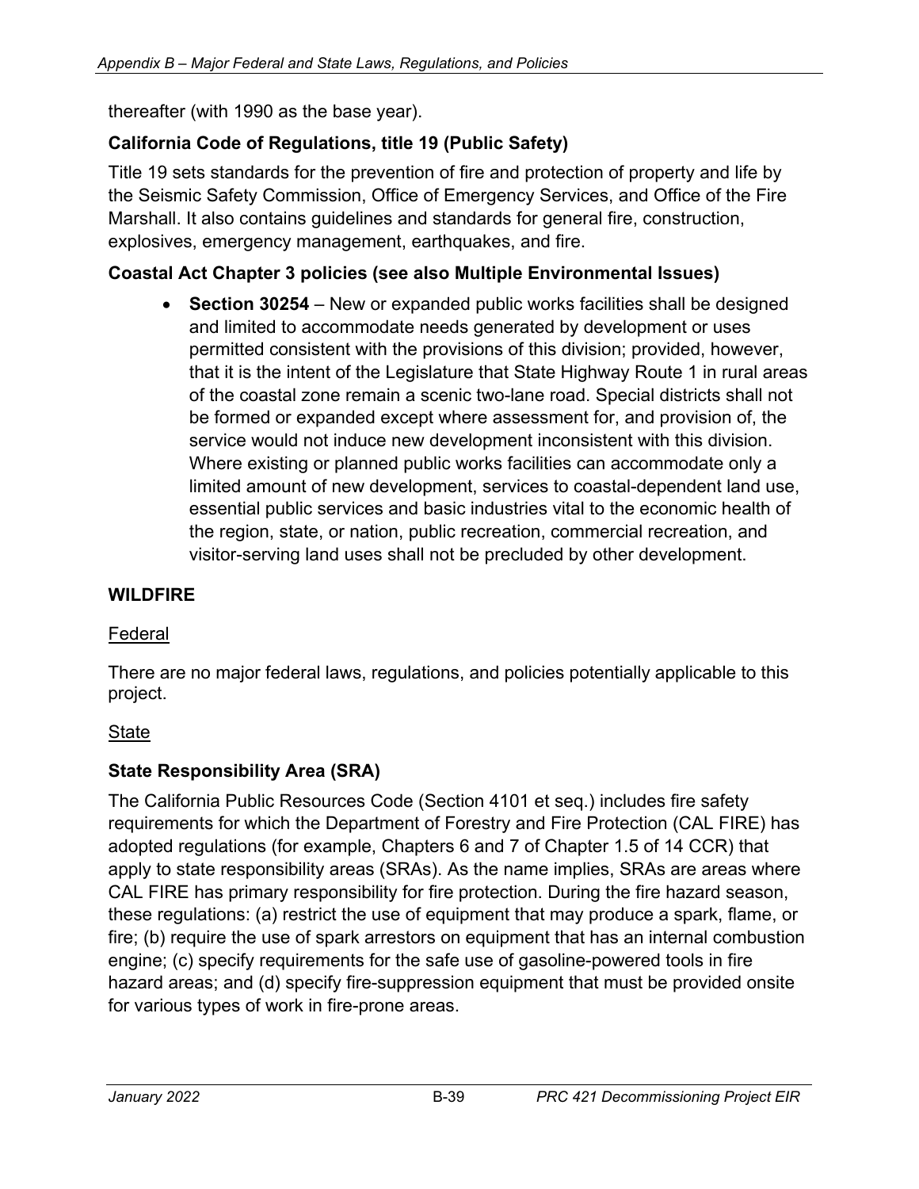thereafter (with 1990 as the base year).

### California Code of Regulations, title 19 (Public Safety)

Title 19 sets standards for the prevention of fire and protection of property and life by the Seismic Safety Commission, Office of Emergency Services, and Office of the Fire Marshall. It also contains guidelines and standards for general fire, construction, explosives, emergency management, earthquakes, and fire.

### Coastal Act Chapter 3 policies (see also Multiple Environmental Issues)

- **Section 30254** – New or expanded public works facilities shall be designed and limited to accommodate needs generated by development or uses permitted consistent with the provisions of this division; provided, however, that it is the intent of the Legislature that State Highway Route 1 in rural areas of the coastal zone remain a scenic two-lane road. Special districts shall not be formed or expanded except where assessment for, and provision of, the service would not induce new development inconsistent with this division. Where existing or planned public works facilities can accommodate only a limited amount of new development, services to coastal-dependent land use, essential public services and basic industries vital to the economic health of the region, state, or nation, public recreation, commercial recreation, and visitor-serving land uses shall not be precluded by other development.

## WILDFIRE

Federal

There are no major federal laws, regulations, and policies potentially applicable to this project.

State

### State Responsibility Area (SRA)

The California Public Resources Code (Section 4101 et seq.) includes fire safety requirements for which the Department of Forestry and Fire Protection (CAL FIRE) has adopted regulations (for example, Chapters 6 and 7 of Chapter 1.5 of 14 CCR) that apply to state responsibility areas (SRAs). As the name implies, SRAs are areas where CAL FIRE has primary responsibility for fire protection. During the fire hazard season, these regulations: (a) restrict the use of equipment that may produce a spark, flame, or fire; (b) require the use of spark arrestors on equipment that has an internal combustion engine; (c) specify requirements for the safe use of gasoline-powered tools in fire hazard areas; and (d) specify fire-suppression equipment that must be provided onsite for various types of work in fire-prone areas.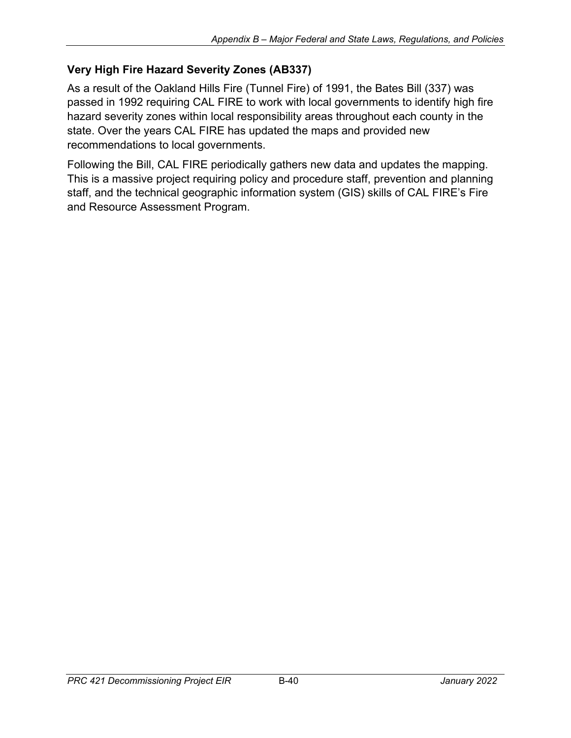### Very High Fire Hazard Severity Zones (AB337)

As a result of the Oakland Hills Fire (Tunnel Fire) of 1991, the Bates Bill (337) was passed in 1992 requiring CAL FIRE to work with local governments to identify high fire hazard severity zones within local responsibility areas throughout each county in the state. Over the years CAL FIRE has updated the maps and provided new recommendations to local governments.

Following the Bill, CAL FIRE periodically gathers new data and updates the mapping. This is a massive project requiring policy and procedure staff, prevention and planning staff, and the technical geographic information system (GIS) skills of CAL FIRE's Fire and Resource Assessment Program.